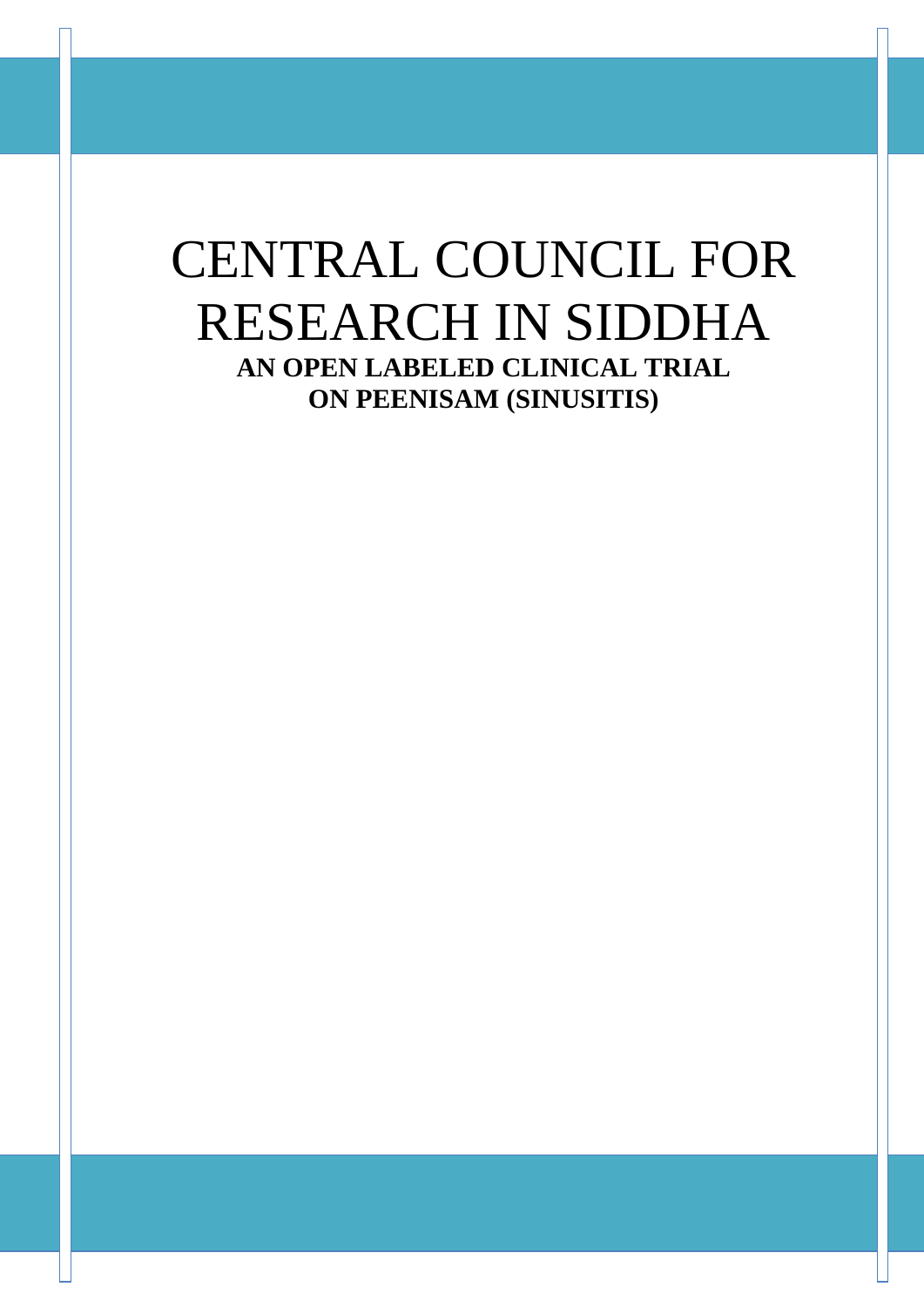# CENTRAL COUNCIL FOR RESEARCH IN SIDDHA

**AN OPEN LABELED CLINICAL TRIAL ON PEENISAM (SINUSITIS)**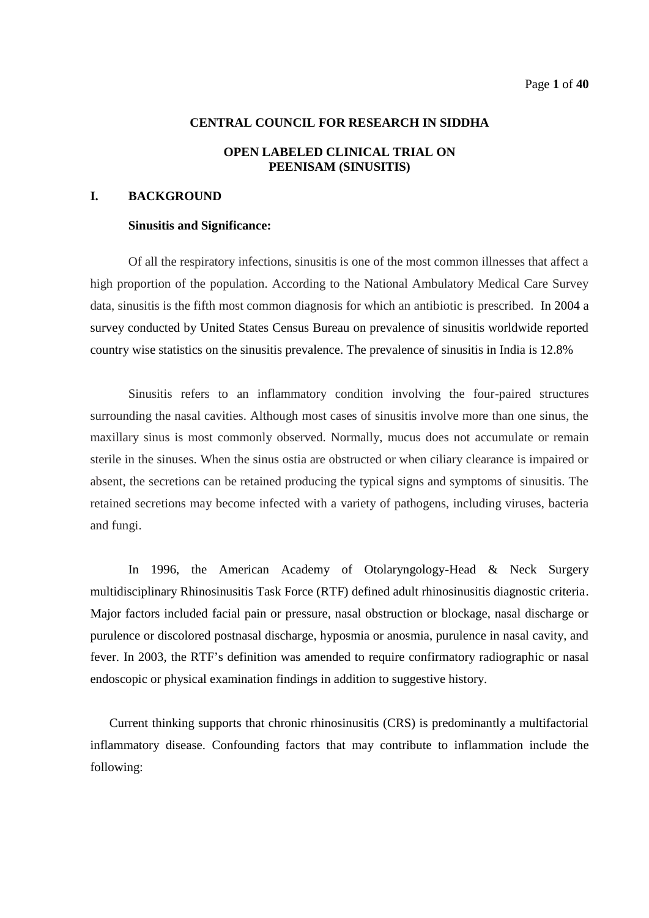**CENTRAL COUNCIL FOR RESEARCH IN SIDDHA**

**OPEN LABELED CLINICAL TRIAL ON PEENISAM (SINUSITIS)**

## I. BACKGROUND

### Sinusitis and Significance:

Of all the respiratory infections, sinusitis is one of the most common illnesses that affect a high proportion of the population. According to the National Ambulatory Medical Care Survey data, sinusitis is the fifth most common diagnosis for which an antibiotic is prescribed. In 2004 a survey conducted by United States Census Bureau on prevalence of sinusitis worldwide reported country wise statistics on the sinusitis prevalence. The prevalence of sinusitis in India is 12.8%

Sinusitis refers to an inflammatory condition involving the four-paired structures surrounding the nasal cavities. Although most cases of sinusitis involve more than one sinus, the maxillary sinus is most commonly observed. Normally, mucus does not accumulate or remain sterile in the sinuses. When the sinus ostia are obstructed or when ciliary clearance is impaired or absent, the secretions can be retained producing the typical signs and symptoms of sinusitis. The retained secretions may become infected with a variety of pathogens, including viruses, bacteria and fungi.

In 1996, the American Academy of Otolaryngology-Head & Neck Surgery multidisciplinary Rhinosinusitis Task Force (RTF) defined adult rhinosinusitis diagnostic criteria. Major factors included facial pain or pressure, nasal obstruction or blockage, nasal discharge or purulence or discolored postnasal discharge, hyposmia or anosmia, purulence in nasal cavity, and fever. In 2003, the RTF's definition was amended to require confirmatory radiographic or nasal endoscopic or physical examination findings in addition to suggestive history.

Current thinking supports that chronic rhinosinusitis (CRS) is predominantly a multifactorial inflammatory disease. Confounding factors that may contribute to inflammation include the following: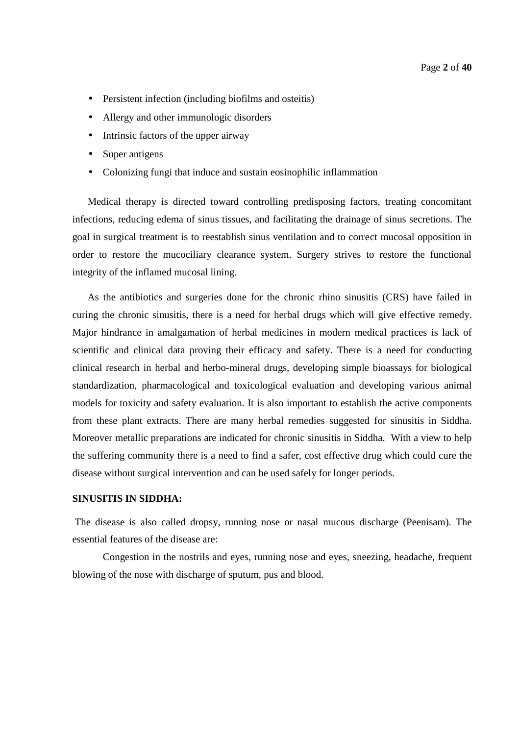- Persistent infection (including biofilms and osteitis)
- Allergy and other immunologic disorders
- Intrinsic factors of the upper airway
- Super antigens
- Colonizing fungi that induce and sustain eosinophilic inflammation

Medical therapy is directed toward controlling predisposing factors, treating concomitant infections, reducing edema of sinus tissues, and facilitating the drainage of sinus secretions. The goal in surgical treatment is to reestablish sinus ventilation and to correct mucosal opposition in order to restore the mucociliary clearance system. Surgery strives to restore the functional integrity of the inflamed mucosal lining.

As the antibiotics and surgeries done for the chronic rhino sinusitis (CRS) have failed in curing the chronic sinusitis, there is a need for herbal drugs which will give effective remedy. Major hindrance in amalgamation of herbal medicines in modern medical practices is lack of scientific and clinical data proving their efficacy and safety. There is a need for conducting clinical research in herbal and herbo-mineral drugs, developing simple bioassays for biological standardization, pharmacological and toxicological evaluation and developing various animal models for toxicity and safety evaluation. It is also important to establish the active components from these plant extracts. There are many herbal remedies suggested for sinusitis in Siddha. Moreover metallic preparations are indicated for chronic sinusitis in Siddha. With a view to help the suffering community there is a need to find a safer, cost effective drug which could cure the disease without surgical intervention and can be used safely for longer periods.

**SINUSITIS IN SIDDHA:**

The disease is also called dropsy, running nose or nasal mucous discharge (Peenisam). The essential features of the disease are:

Congestion in the nostrils and eyes, running nose and eyes, sneezing, headache, frequent blowing of the nose with discharge of sputum, pus and blood.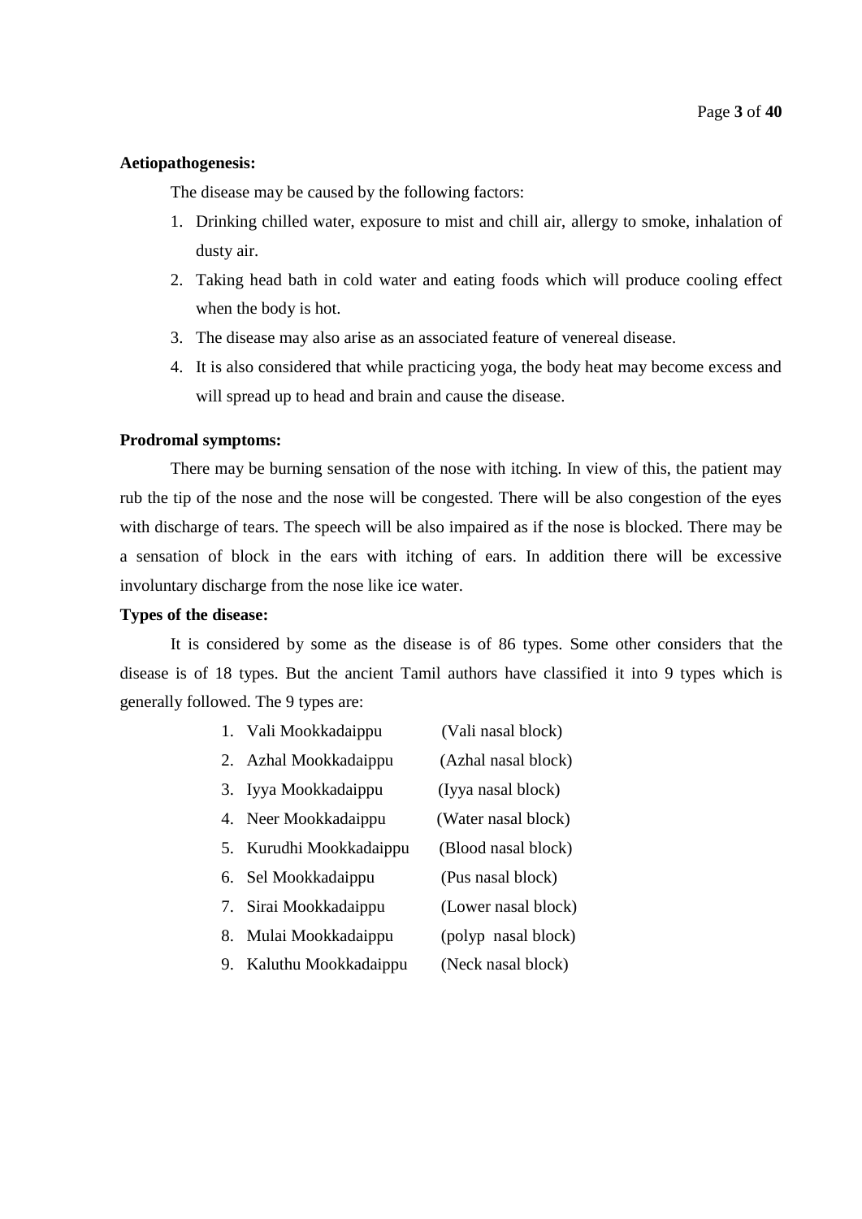**Aetiopathogenesis:**

The disease may be caused by the following factors:

1. Drinking chilled water, exposure to mist and chill air, allergy to smoke, inhalation of dusty air.
2. Taking head bath in cold water and eating foods which will produce cooling effect when the body is hot.
3. The disease may also arise as an associated feature of venereal disease.
4. It is also considered that while practicing yoga, the body heat may become excess and will spread up to head and brain and cause the disease.

**Prodromal symptoms:**

There may be burning sensation of the nose with itching. In view of this, the patient may rub the tip of the nose and the nose will be congested. There will be also congestion of the eyes with discharge of tears. The speech will be also impaired as if the nose is blocked. There may be a sensation of block in the ears with itching of ears. In addition there will be excessive involuntary discharge from the nose like ice water.

**Types of the disease:**

It is considered by some as the disease is of 86 types. Some other considers that the disease is of 18 types. But the ancient Tamil authors have classified it into 9 types which is generally followed. The 9 types are:

1. Vali Mookkadaippu (Vali nasal block)
2. Azhal Mookkadaippu (Azhal nasal block)
3. Iyya Mookkadaippu (Iyya nasal block)
4. Neer Mookkadaippu (Water nasal block)
5. Kurudhi Mookkadaippu (Blood nasal block)
6. Sel Mookkadaippu (Pus nasal block)
7. Sirai Mookkadaippu (Lower nasal block)
8. Mulai Mookkadaippu (polyp nasal block)
9. Kaluthu Mookkadaippu (Neck nasal block)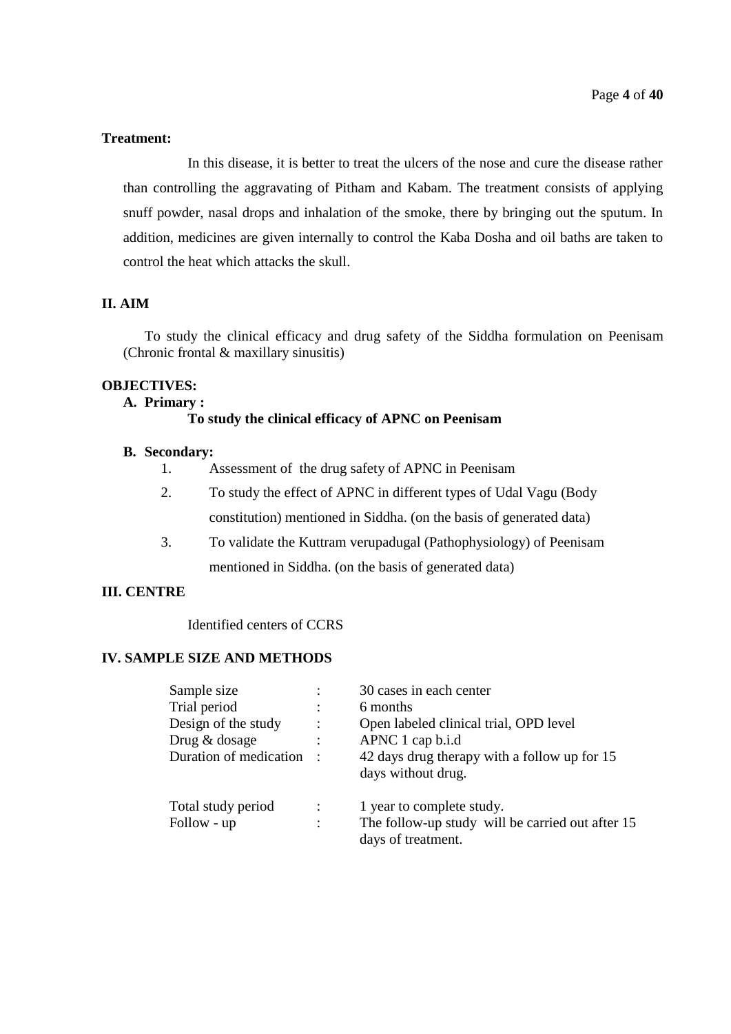**Treatment:**

In this disease, it is better to treat the ulcers of the nose and cure the disease rather than controlling the aggravating of Pitham and Kabam. The treatment consists of applying snuff powder, nasal drops and inhalation of the smoke, there by bringing out the sputum. In addition, medicines are given internally to control the Kaba Dosha and oil baths are taken to control the heat which attacks the skull.

## II. AIM

To study the clinical efficacy and drug safety of the Siddha formulation on Peenisam (Chronic frontal & maxillary sinusitis)

## OBJECTIVES:

**A. Primary :**

**To study the clinical efficacy of APNC on Peenisam**

**B. Secondary:**

1. Assessment of the drug safety of APNC in Peenisam
2. To study the effect of APNC in different types of Udal Vagu (Body constitution) mentioned in Siddha. (on the basis of generated data)
3. To validate the Kuttram verupadugal (Pathophysiology) of Peenisam mentioned in Siddha. (on the basis of generated data)

## III. CENTRE

Identified centers of CCRS

## IV. SAMPLE SIZE AND METHODS

| | | |
|---|---|---|
| Sample size | : | 30 cases in each center |
| Trial period | : | 6 months |
| Design of the study | : | Open labeled clinical trial, OPD level |
| Drug & dosage | : | APNC 1 cap b.i.d |
| Duration of medication | : | 42 days drug therapy with a follow up for 15 days without drug. |
| Total study period | : | 1 year to complete study. |
| Follow - up | : | The follow-up study will be carried out after 15 days of treatment. |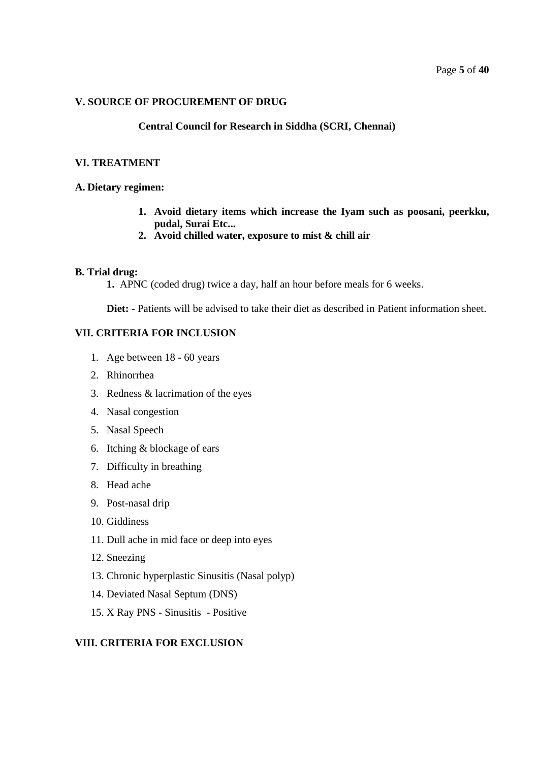## V. SOURCE OF PROCUREMENT OF DRUG

**Central Council for Research in Siddha (SCRI, Chennai)**

## VI. TREATMENT

### A. Dietary regimen:

1. **Avoid dietary items which increase the Iyam such as poosani, peerkku, pudal, Surai Etc...**
2. **Avoid chilled water, exposure to mist & chill air**

### B. Trial drug:

**1.** APNC (coded drug) twice a day, half an hour before meals for 6 weeks.

**Diet:** - Patients will be advised to take their diet as described in Patient information sheet.

## VII. CRITERIA FOR INCLUSION

1. Age between 18 - 60 years
2. Rhinorrhea
3. Redness & lacrimation of the eyes
4. Nasal congestion
5. Nasal Speech
6. Itching & blockage of ears
7. Difficulty in breathing
8. Head ache
9. Post-nasal drip
10. Giddiness
11. Dull ache in mid face or deep into eyes
12. Sneezing
13. Chronic hyperplastic Sinusitis (Nasal polyp)
14. Deviated Nasal Septum (DNS)
15. X Ray PNS - Sinusitis - Positive

## VIII. CRITERIA FOR EXCLUSION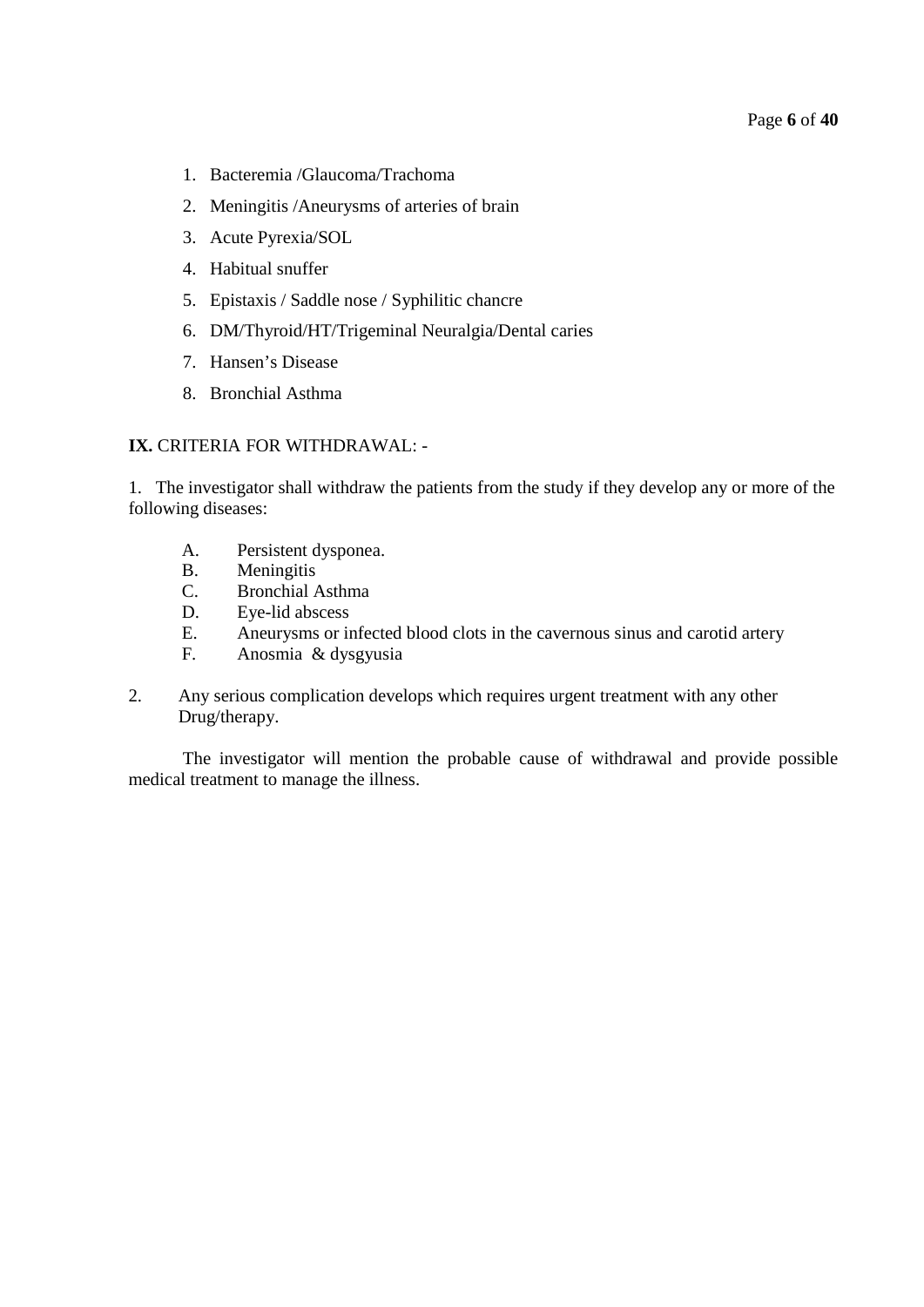1. Bacteremia /Glaucoma/Trachoma
2. Meningitis /Aneurysms of arteries of brain
3. Acute Pyrexia/SOL
4. Habitual snuffer
5. Epistaxis / Saddle nose / Syphilitic chancre
6. DM/Thyroid/HT/Trigeminal Neuralgia/Dental caries
7. Hansen's Disease
8. Bronchial Asthma

**IX.** CRITERIA FOR WITHDRAWAL: -

1. The investigator shall withdraw the patients from the study if they develop any or more of the following diseases:

   A. Persistent dysponea.
   B. Meningitis
   C. Bronchial Asthma
   D. Eye-lid abscess
   E. Aneurysms or infected blood clots in the cavernous sinus and carotid artery
   F. Anosmia & dysgyusia

2. Any serious complication develops which requires urgent treatment with any other Drug/therapy.

The investigator will mention the probable cause of withdrawal and provide possible medical treatment to manage the illness.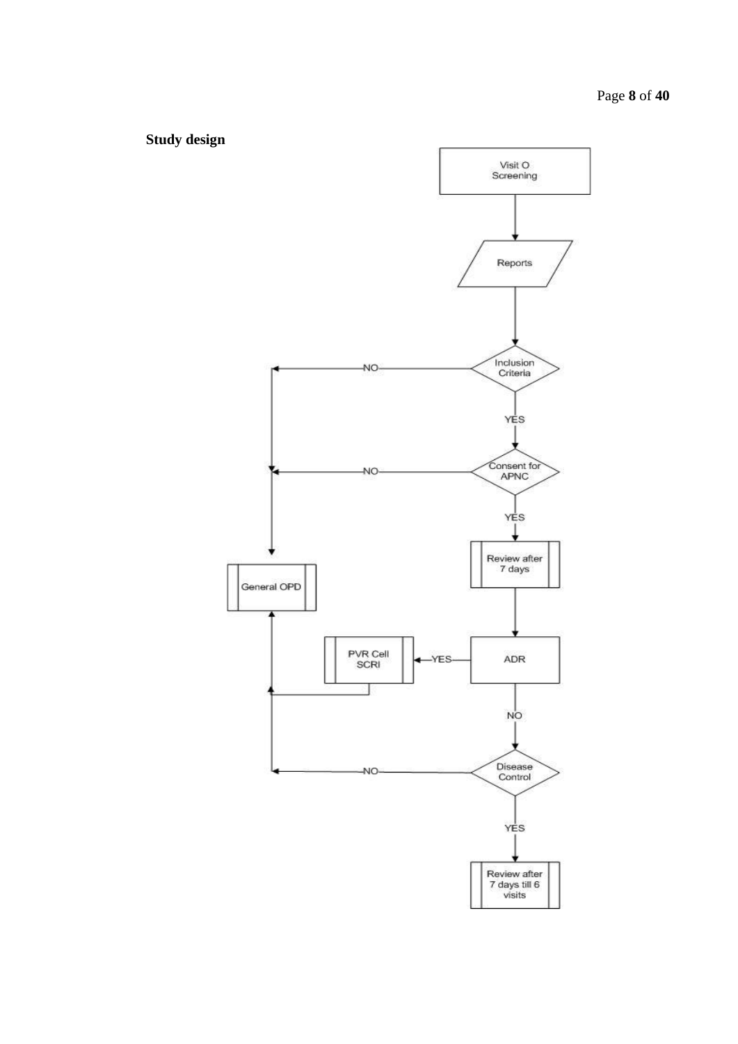**Study design**

```
Visit O Screening
        |
        v
     Reports
        |
        v
Inclusion Criteria --NO--> General OPD
        | YES
        v
Consent for APNC --NO--> General OPD
        | YES
        v
Review after 7 days
        |
        v
       ADR --YES--> PVR Cell SCRI --> General OPD
        | NO
        v
Disease Control --NO--> General OPD
        | YES
        v
Review after 7 days till 6 visits
```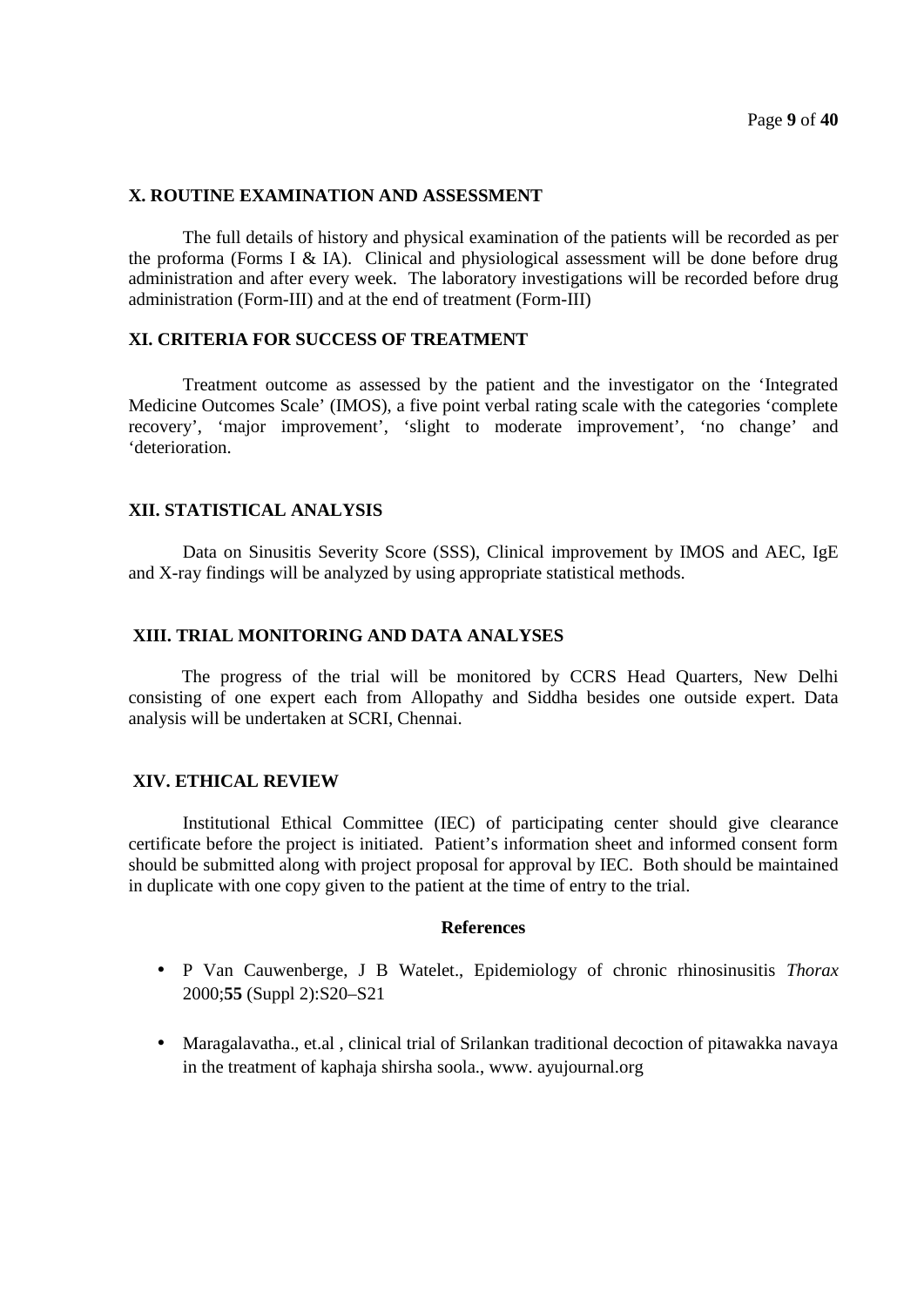## X. ROUTINE EXAMINATION AND ASSESSMENT

The full details of history and physical examination of the patients will be recorded as per the proforma (Forms I & IA). Clinical and physiological assessment will be done before drug administration and after every week. The laboratory investigations will be recorded before drug administration (Form-III) and at the end of treatment (Form-III)

## XI. CRITERIA FOR SUCCESS OF TREATMENT

Treatment outcome as assessed by the patient and the investigator on the 'Integrated Medicine Outcomes Scale' (IMOS), a five point verbal rating scale with the categories 'complete recovery', 'major improvement', 'slight to moderate improvement', 'no change' and 'deterioration.

## XII. STATISTICAL ANALYSIS

Data on Sinusitis Severity Score (SSS), Clinical improvement by IMOS and AEC, IgE and X-ray findings will be analyzed by using appropriate statistical methods.

## XIII. TRIAL MONITORING AND DATA ANALYSES

The progress of the trial will be monitored by CCRS Head Quarters, New Delhi consisting of one expert each from Allopathy and Siddha besides one outside expert. Data analysis will be undertaken at SCRI, Chennai.

## XIV. ETHICAL REVIEW

Institutional Ethical Committee (IEC) of participating center should give clearance certificate before the project is initiated. Patient's information sheet and informed consent form should be submitted along with project proposal for approval by IEC. Both should be maintained in duplicate with one copy given to the patient at the time of entry to the trial.

### References

- P Van Cauwenberge, J B Watelet., Epidemiology of chronic rhinosinusitis *Thorax* 2000;**55** (Suppl 2):S20–S21
- Maragalavatha., et.al , clinical trial of Srilankan traditional decoction of pitawakka navaya in the treatment of kaphaja shirsha soola., www. ayujournal.org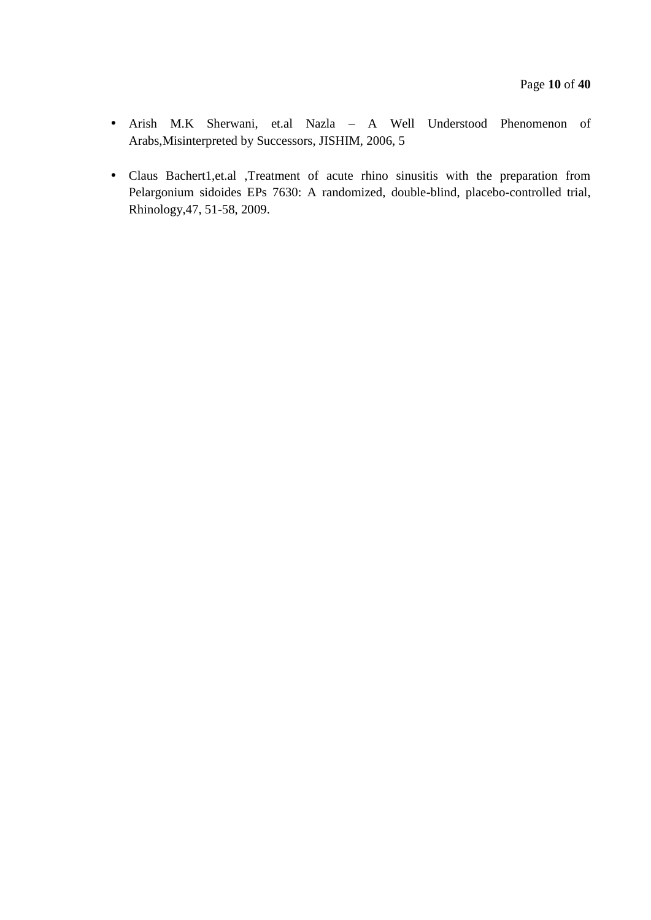- Arish M.K Sherwani, et.al Nazla – A Well Understood Phenomenon of Arabs,Misinterpreted by Successors, JISHIM, 2006, 5

- Claus Bachert1,et.al ,Treatment of acute rhino sinusitis with the preparation from Pelargonium sidoides EPs 7630: A randomized, double-blind, placebo-controlled trial, Rhinology,47, 51-58, 2009.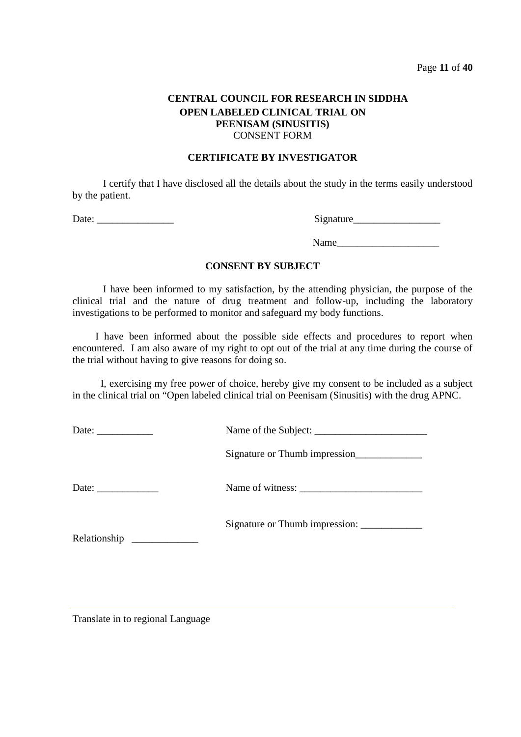**CENTRAL COUNCIL FOR RESEARCH IN SIDDHA**
**OPEN LABELED CLINICAL TRIAL ON**
**PEENISAM (SINUSITIS)**
CONSENT FORM

### CERTIFICATE BY INVESTIGATOR

I certify that I have disclosed all the details about the study in the terms easily understood by the patient.

Date: _______________ Signature_________________

Name____________________

### CONSENT BY SUBJECT

I have been informed to my satisfaction, by the attending physician, the purpose of the clinical trial and the nature of drug treatment and follow-up, including the laboratory investigations to be performed to monitor and safeguard my body functions.

I have been informed about the possible side effects and procedures to report when encountered. I am also aware of my right to opt out of the trial at any time during the course of the trial without having to give reasons for doing so.

I, exercising my free power of choice, hereby give my consent to be included as a subject in the clinical trial on "Open labeled clinical trial on Peenisam (Sinusitis) with the drug APNC.

Date: ___________ Name of the Subject: ______________________

Signature or Thumb impression_____________

Date: ____________ Name of witness: ________________________

Signature or Thumb impression: ____________

Relationship _____________

Translate in to regional Language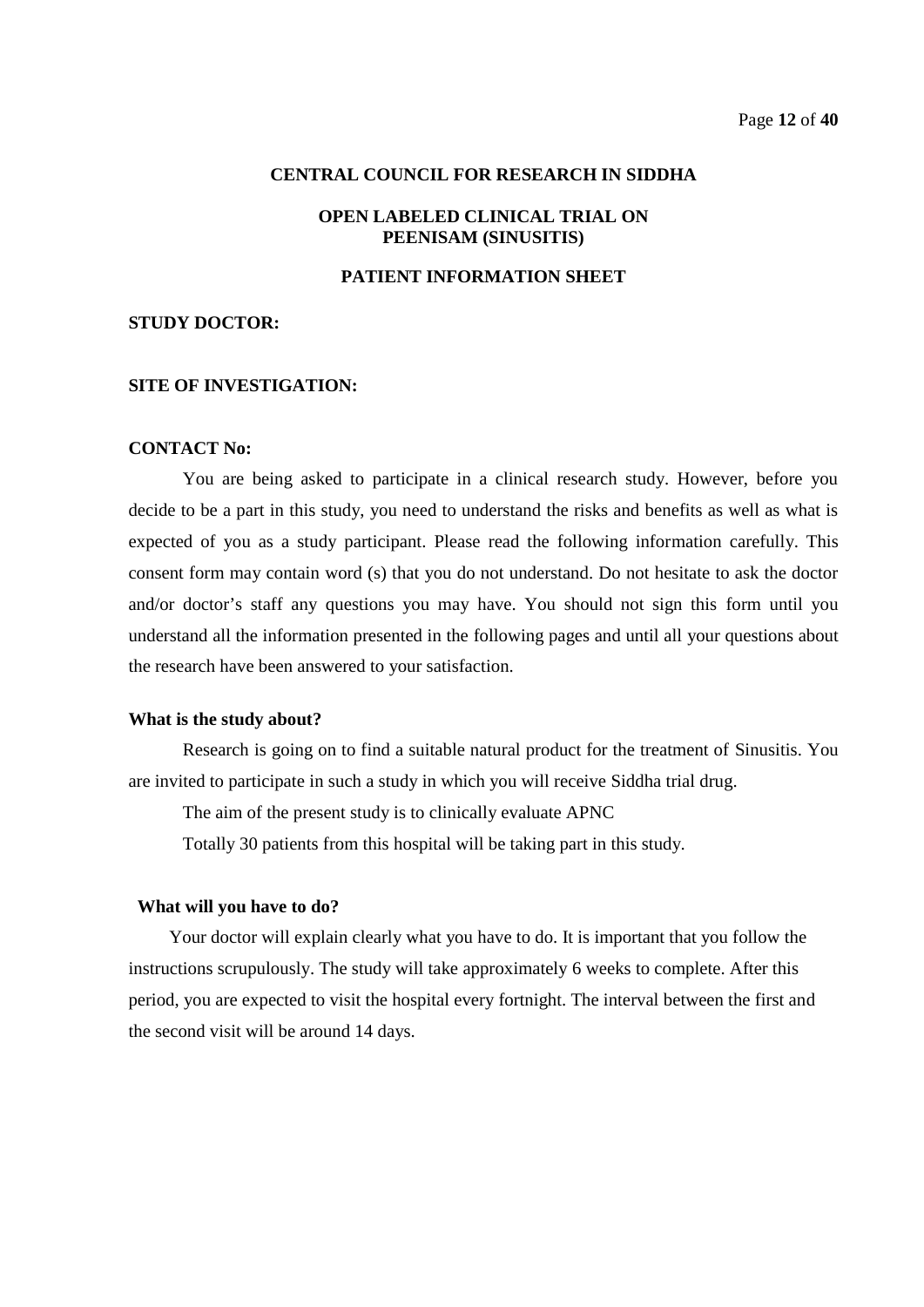## CENTRAL COUNCIL FOR RESEARCH IN SIDDHA

### OPEN LABELED CLINICAL TRIAL ON PEENISAM (SINUSITIS)

### PATIENT INFORMATION SHEET

**STUDY DOCTOR:**

**SITE OF INVESTIGATION:**

**CONTACT No:**

You are being asked to participate in a clinical research study. However, before you decide to be a part in this study, you need to understand the risks and benefits as well as what is expected of you as a study participant. Please read the following information carefully. This consent form may contain word (s) that you do not understand. Do not hesitate to ask the doctor and/or doctor's staff any questions you may have. You should not sign this form until you understand all the information presented in the following pages and until all your questions about the research have been answered to your satisfaction.

**What is the study about?**

Research is going on to find a suitable natural product for the treatment of Sinusitis. You are invited to participate in such a study in which you will receive Siddha trial drug.

The aim of the present study is to clinically evaluate APNC

Totally 30 patients from this hospital will be taking part in this study.

**What will you have to do?**

Your doctor will explain clearly what you have to do. It is important that you follow the instructions scrupulously. The study will take approximately 6 weeks to complete. After this period, you are expected to visit the hospital every fortnight. The interval between the first and the second visit will be around 14 days.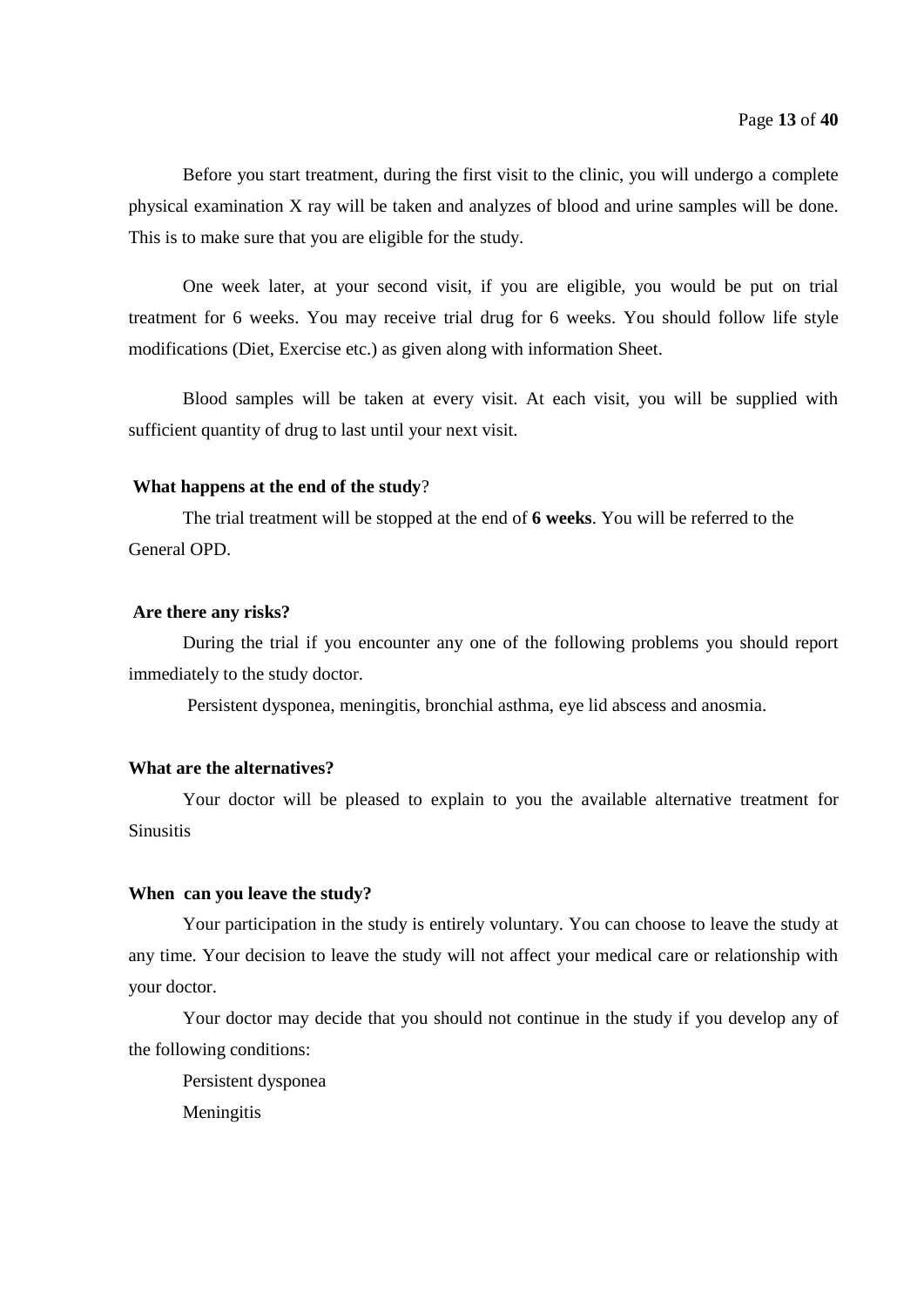Before you start treatment, during the first visit to the clinic, you will undergo a complete physical examination X ray will be taken and analyzes of blood and urine samples will be done. This is to make sure that you are eligible for the study.

One week later, at your second visit, if you are eligible, you would be put on trial treatment for 6 weeks. You may receive trial drug for 6 weeks. You should follow life style modifications (Diet, Exercise etc.) as given along with information Sheet.

Blood samples will be taken at every visit. At each visit, you will be supplied with sufficient quantity of drug to last until your next visit.

**What happens at the end of the study**?

The trial treatment will be stopped at the end of **6 weeks**. You will be referred to the General OPD.

**Are there any risks?**

During the trial if you encounter any one of the following problems you should report immediately to the study doctor.

Persistent dysponea, meningitis, bronchial asthma, eye lid abscess and anosmia.

**What are the alternatives?**

Your doctor will be pleased to explain to you the available alternative treatment for Sinusitis

**When can you leave the study?**

Your participation in the study is entirely voluntary. You can choose to leave the study at any time. Your decision to leave the study will not affect your medical care or relationship with your doctor.

Your doctor may decide that you should not continue in the study if you develop any of the following conditions:

Persistent dysponea

Meningitis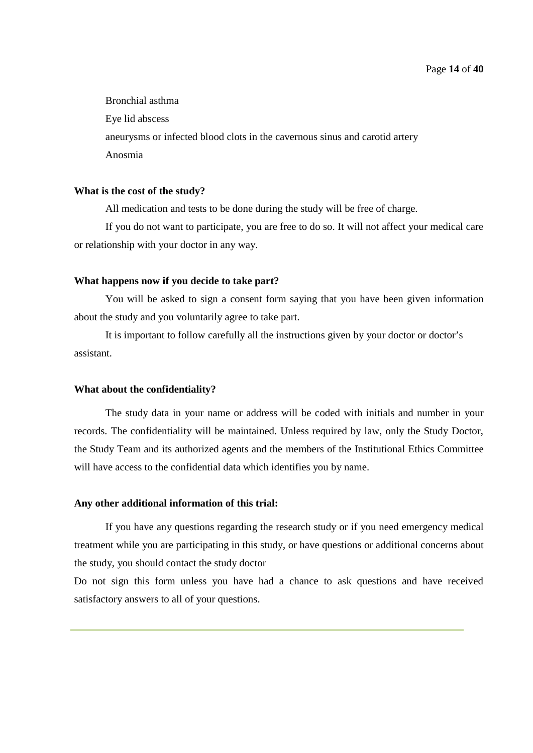Bronchial asthma

Eye lid abscess

aneurysms or infected blood clots in the cavernous sinus and carotid artery

Anosmia

**What is the cost of the study?**

All medication and tests to be done during the study will be free of charge.

If you do not want to participate, you are free to do so. It will not affect your medical care or relationship with your doctor in any way.

**What happens now if you decide to take part?**

You will be asked to sign a consent form saying that you have been given information about the study and you voluntarily agree to take part.

It is important to follow carefully all the instructions given by your doctor or doctor's assistant.

**What about the confidentiality?**

The study data in your name or address will be coded with initials and number in your records. The confidentiality will be maintained. Unless required by law, only the Study Doctor, the Study Team and its authorized agents and the members of the Institutional Ethics Committee will have access to the confidential data which identifies you by name.

**Any other additional information of this trial:**

If you have any questions regarding the research study or if you need emergency medical treatment while you are participating in this study, or have questions or additional concerns about the study, you should contact the study doctor

Do not sign this form unless you have had a chance to ask questions and have received satisfactory answers to all of your questions.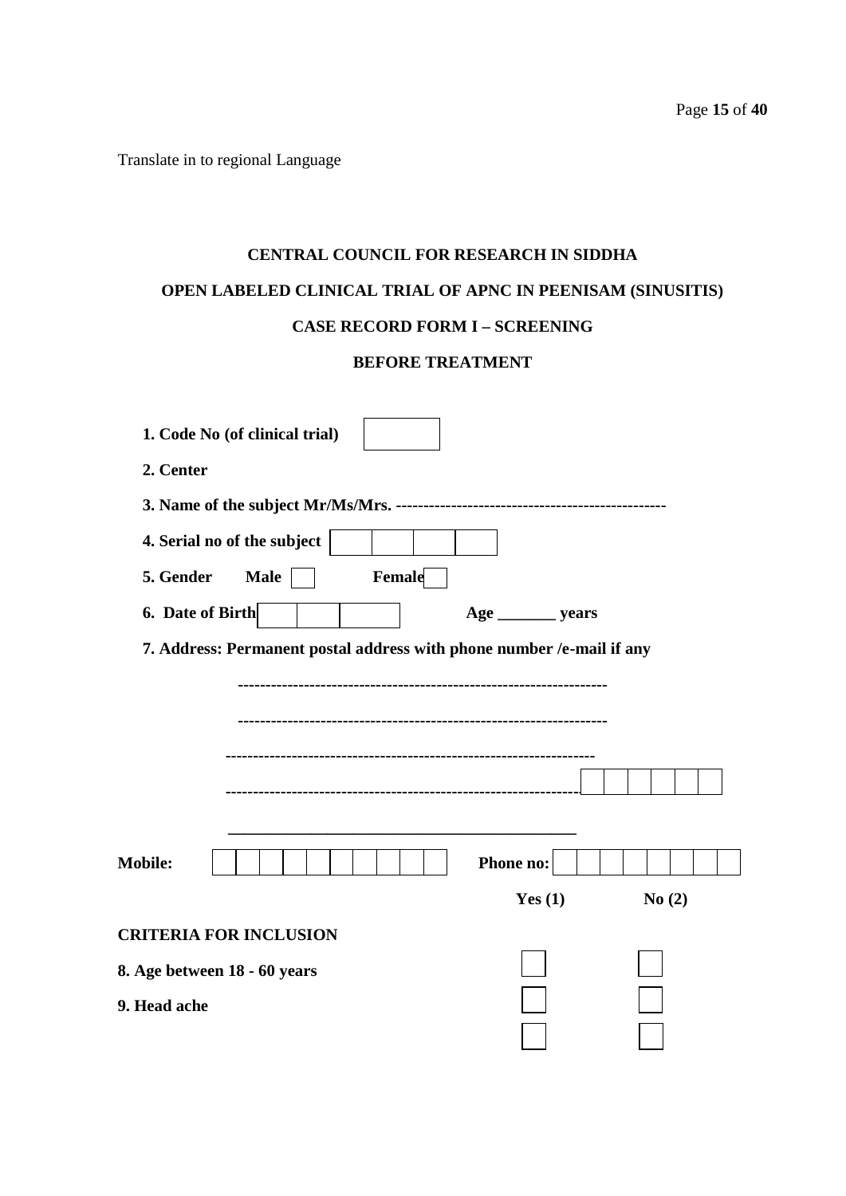Translate in to regional Language

**CENTRAL COUNCIL FOR RESEARCH IN SIDDHA**

**OPEN LABELED CLINICAL TRIAL OF APNC IN PEENISAM (SINUSITIS)**

**CASE RECORD FORM I – SCREENING**

**BEFORE TREATMENT**

**1. Code No (of clinical trial)** [ ]

**2. Center**

**3. Name of the subject Mr/Ms/Mrs.** -------------------------------------------------

**4. Serial no of the subject** [ ][ ][ ][ ]

**5. Gender Male** [ ] **Female** [ ]

**6. Date of Birth** [ ][ ][ ] **Age _______ years**

**7. Address: Permanent postal address with phone number /e-mail if any**

-------------------------------------------------------------------

-------------------------------------------------------------------

-------------------------------------------------------------------

------------------------------------------------------------------- [ ][ ][ ][ ][ ][ ]

_____________________________________________

**Mobile:** [ ][ ][ ][ ][ ][ ][ ][ ][ ][ ] **Phone no:** [ ][ ][ ][ ][ ][ ][ ][ ]

| | Yes (1) | No (2) |
|---|---|---|
| **CRITERIA FOR INCLUSION** | | |
| **8. Age between 18 - 60 years** | [ ] | [ ] |
| **9. Head ache** | [ ] | [ ] |
| | [ ] | [ ] |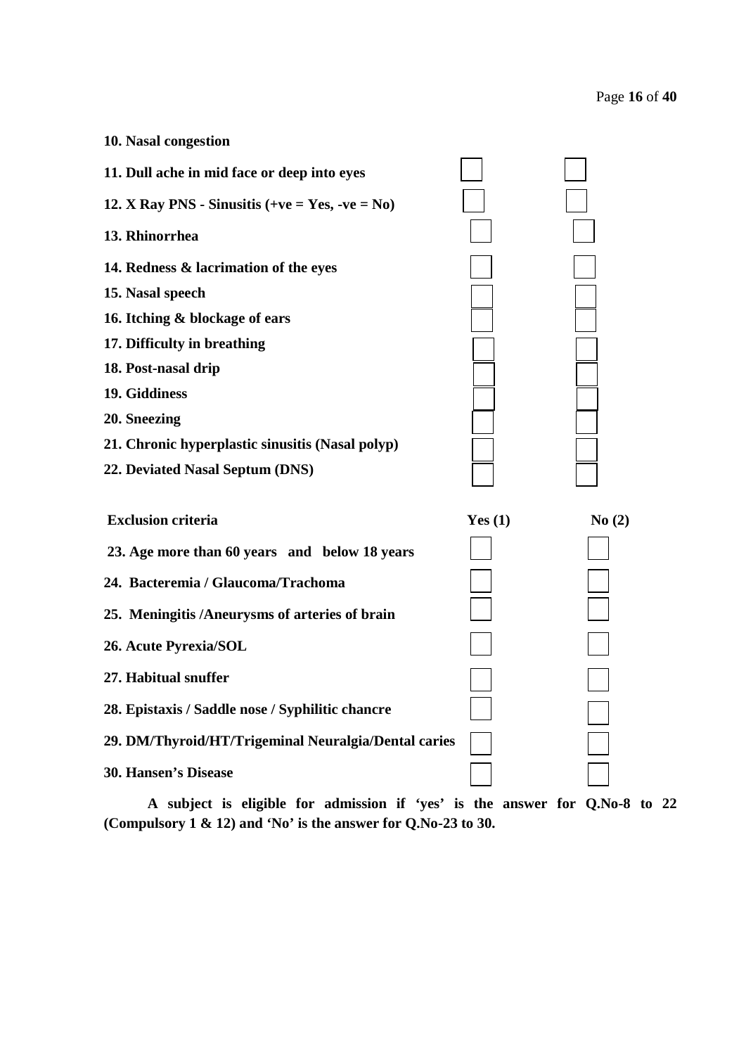**10. Nasal congestion**

| | Yes (1) | No (2) |
|---|---|---|
| **11. Dull ache in mid face or deep into eyes** | ☐ | ☐ |
| **12. X Ray PNS - Sinusitis (+ve = Yes, -ve = No)** | ☐ | ☐ |
| **13. Rhinorrhea** | ☐ | ☐ |
| **14. Redness & lacrimation of the eyes** | ☐ | ☐ |
| **15. Nasal speech** | ☐ | ☐ |
| **16. Itching & blockage of ears** | ☐ | ☐ |
| **17. Difficulty in breathing** | ☐ | ☐ |
| **18. Post-nasal drip** | ☐ | ☐ |
| **19. Giddiness** | ☐ | ☐ |
| **20. Sneezing** | ☐ | ☐ |
| **21. Chronic hyperplastic sinusitis (Nasal polyp)** | ☐ | ☐ |
| **22. Deviated Nasal Septum (DNS)** | ☐ | ☐ |

| **Exclusion criteria** | **Yes (1)** | **No (2)** |
|---|---|---|
| **23. Age more than 60 years and below 18 years** | ☐ | ☐ |
| **24. Bacteremia / Glaucoma/Trachoma** | ☐ | ☐ |
| **25. Meningitis /Aneurysms of arteries of brain** | ☐ | ☐ |
| **26. Acute Pyrexia/SOL** | ☐ | ☐ |
| **27. Habitual snuffer** | ☐ | ☐ |
| **28. Epistaxis / Saddle nose / Syphilitic chancre** | ☐ | ☐ |
| **29. DM/Thyroid/HT/Trigeminal Neuralgia/Dental caries** | ☐ | ☐ |
| **30. Hansen's Disease** | ☐ | ☐ |

**A subject is eligible for admission if 'yes' is the answer for Q.No-8 to 22 (Compulsory 1 & 12) and 'No' is the answer for Q.No-23 to 30.**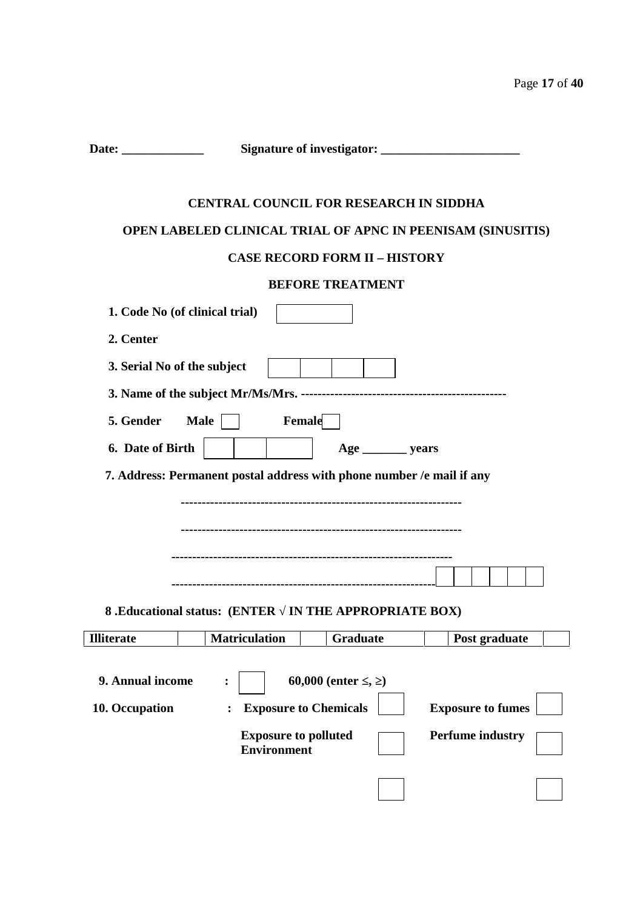**Date: _____________ Signature of investigator: ______________________**

**CENTRAL COUNCIL FOR RESEARCH IN SIDDHA**

**OPEN LABELED CLINICAL TRIAL OF APNC IN PEENISAM (SINUSITIS)**

**CASE RECORD FORM II – HISTORY**

**BEFORE TREATMENT**

**1. Code No (of clinical trial)** [ ]

**2. Center**

**3. Serial No of the subject** [ ] [ ] [ ] [ ]

**3. Name of the subject Mr/Ms/Mrs. -------------------------------------------------**

**5. Gender Male** [ ] **Female** [ ]

**6. Date of Birth** [ ] [ ] [ ] **Age _______ years**

**7. Address: Permanent postal address with phone number /e mail if any**

-------------------------------------------------------------------

-------------------------------------------------------------------

-------------------------------------------------------------------

------------------------------------------------------------------- [ ] [ ] [ ] [ ] [ ] [ ]

**8 .Educational status: (ENTER √ IN THE APPROPRIATE BOX)**

| Illiterate | | Matriculation | | Graduate | | Post graduate | |
|---|---|---|---|---|---|---|---|

**9. Annual income :** [ ] **60,000 (enter ≤, ≥)**

**10. Occupation :**

| | | | |
|---|---|---|---|
| **Exposure to Chemicals** | [ ] | **Exposure to fumes** | [ ] |
| **Exposure to polluted Environment** | [ ] | **Perfume industry** | [ ] |
| | [ ] | | [ ] |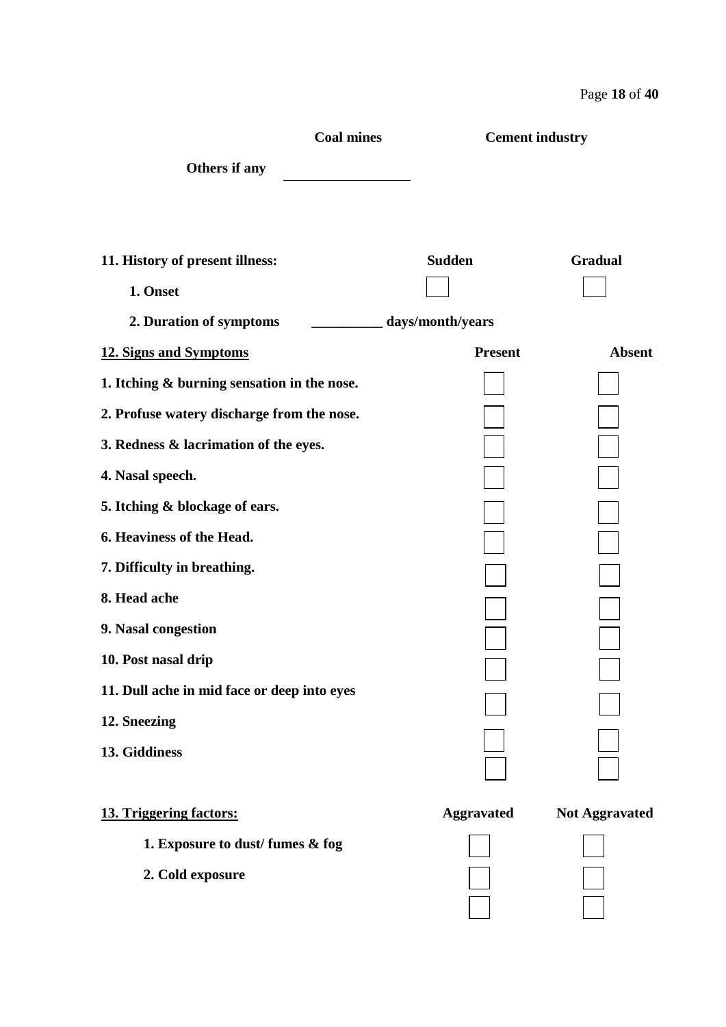**Coal mines** **Cement industry**

**Others if any** ____________

**11. History of present illness:**

| | Sudden | Gradual |
|---|---|---|
| **1. Onset** | ☐ | ☐ |

**2. Duration of symptoms** __________ **days/month/years**

| **12. Signs and Symptoms** | **Present** | **Absent** |
|---|---|---|
| **1. Itching & burning sensation in the nose.** | ☐ | ☐ |
| **2. Profuse watery discharge from the nose.** | ☐ | ☐ |
| **3. Redness & lacrimation of the eyes.** | ☐ | ☐ |
| **4. Nasal speech.** | ☐ | ☐ |
| **5. Itching & blockage of ears.** | ☐ | ☐ |
| **6. Heaviness of the Head.** | ☐ | ☐ |
| **7. Difficulty in breathing.** | ☐ | ☐ |
| **8. Head ache** | ☐ | ☐ |
| **9. Nasal congestion** | ☐ | ☐ |
| **10. Post nasal drip** | ☐ | ☐ |
| **11. Dull ache in mid face or deep into eyes** | ☐ | ☐ |
| **12. Sneezing** | ☐ | ☐ |
| **13. Giddiness** | ☐ | ☐ |
| | ☐ | ☐ |

| **13. Triggering factors:** | **Aggravated** | **Not Aggravated** |
|---|---|---|
| **1. Exposure to dust/ fumes & fog** | ☐ | ☐ |
| **2. Cold exposure** | ☐ | ☐ |
| | ☐ | ☐ |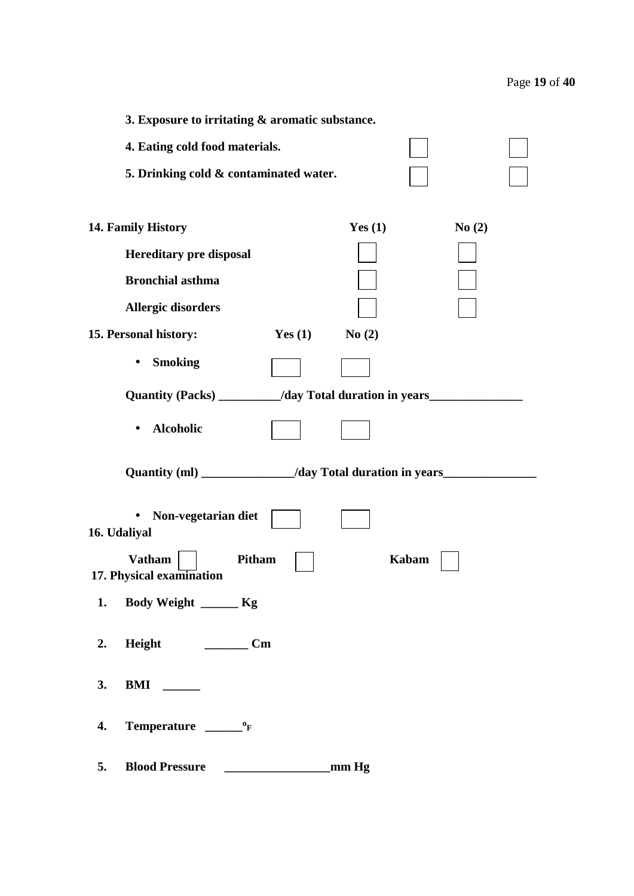**3. Exposure to irritating & aromatic substance.**

**4. Eating cold food materials.** ☐ ☐

**5. Drinking cold & contaminated water.** ☐ ☐

| **14. Family History** | **Yes (1)** | **No (2)** |
|---|---|---|
| **Hereditary pre disposal** | ☐ | ☐ |
| **Bronchial asthma** | ☐ | ☐ |
| **Allergic disorders** | ☐ | ☐ |

| **15. Personal history:** | **Yes (1)** | **No (2)** |
|---|---|---|
| • **Smoking** | ☐ | ☐ |

**Quantity (Packs) __________/day Total duration in years_______________**

| | | |
|---|---|---|
| • **Alcoholic** | ☐ | ☐ |

**Quantity (ml) _______________/day Total duration in years_______________**

| | | |
|---|---|---|
| • **Non-vegetarian diet** | ☐ | ☐ |

**16. Udaliyal**

**Vatham** ☐ **Pitham** ☐ **Kabam** ☐

**17. Physical examination**

1. **Body Weight ______ Kg**
2. **Height _______ Cm**
3. **BMI ______**
4. **Temperature ______ $^{o}_{F}$**
5. **Blood Pressure _________________mm Hg**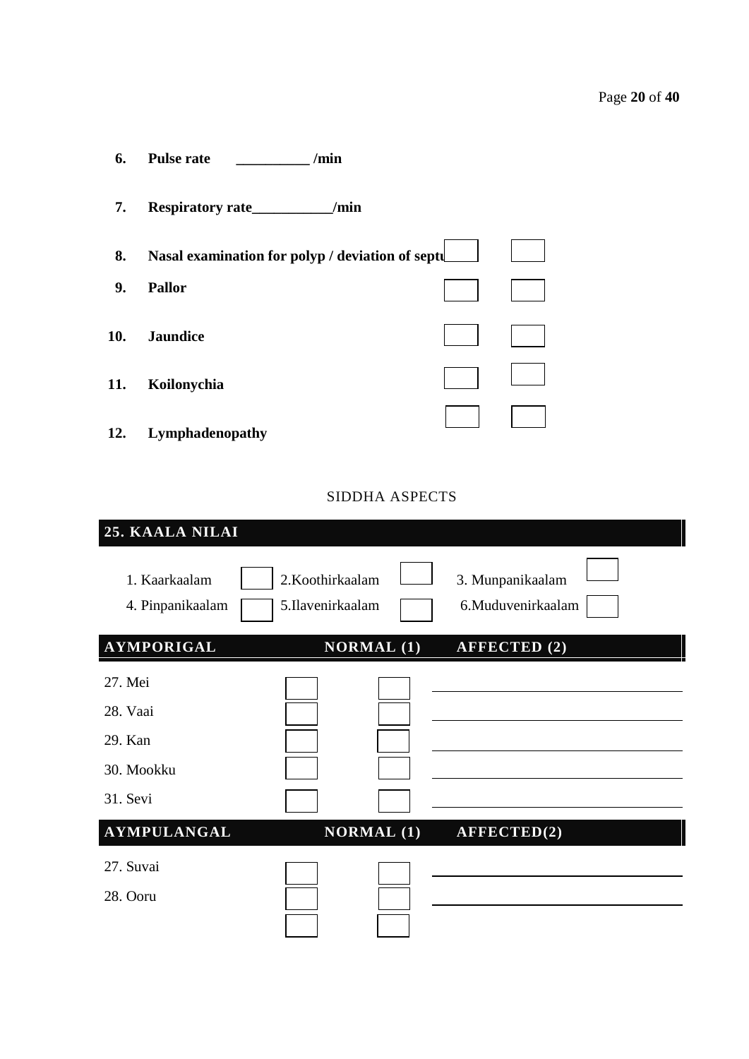6. **Pulse rate __________ /min**

7. **Respiratory rate___________/min**

8. **Nasal examination for polyp / deviation of septu** ☐ ☐

9. **Pallor** ☐ ☐

10. **Jaundice** ☐ ☐

11. **Koilonychia** ☐ ☐

12. **Lymphadenopathy** ☐ ☐

SIDDHA ASPECTS

**25. KAALA NILAI**

| | | | | | |
|---|---|---|---|---|---|
| 1. Kaarkaalam | ☐ | 2.Koothirkaalam | ☐ | 3. Munpanikaalam | ☐ |
| 4. Pinpanikaalam | ☐ | 5.Ilavenirkaalam | ☐ | 6.Muduvenirkaalam | ☐ |

| AYMPORIGAL | NORMAL (1) | AFFECTED (2) | |
|---|---|---|---|
| 27. Mei | ☐ | ☐ | ____________ |
| 28. Vaai | ☐ | ☐ | ____________ |
| 29. Kan | ☐ | ☐ | ____________ |
| 30. Mookku | ☐ | ☐ | ____________ |
| 31. Sevi | ☐ | ☐ | ____________ |

| AYMPULANGAL | NORMAL (1) | AFFECTED(2) | |
|---|---|---|---|
| 27. Suvai | ☐ | ☐ | ____________ |
| 28. Ooru | ☐ | ☐ | ____________ |
| | ☐ | ☐ | |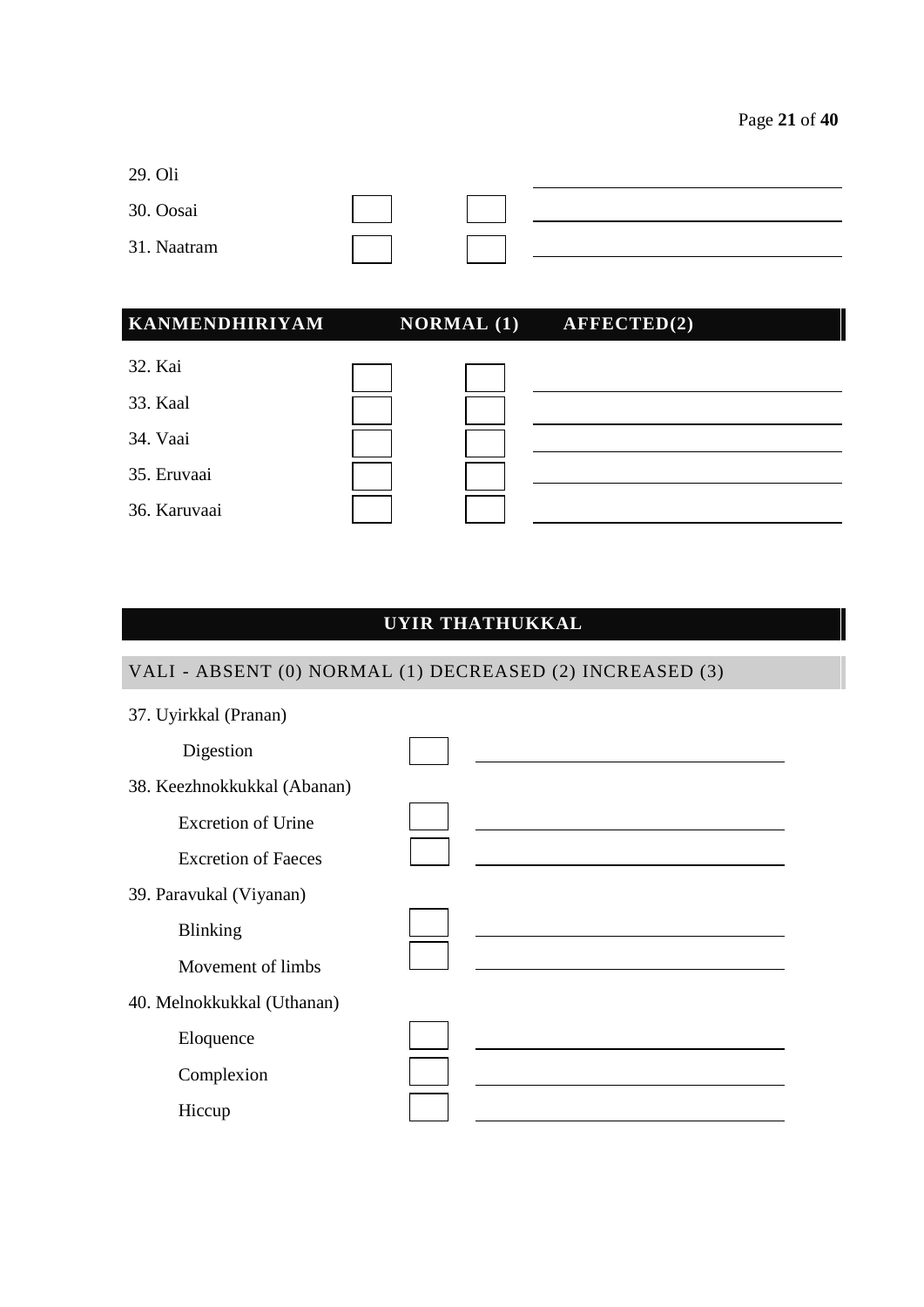| | | | |
|---|---|---|---|
| 29. Oli | | | |
| 30. Oosai | ☐ | ☐ | ______ |
| 31. Naatram | ☐ | ☐ | ______ |

| KANMENDHIRIYAM | NORMAL (1) | AFFECTED(2) | |
|---|---|---|---|
| 32. Kai | ☐ | ☐ | ______ |
| 33. Kaal | ☐ | ☐ | ______ |
| 34. Vaai | ☐ | ☐ | ______ |
| 35. Eruvaai | ☐ | ☐ | ______ |
| 36. Karuvaai | ☐ | ☐ | ______ |

## UYIR THATHUKKAL

### VALI - ABSENT (0) NORMAL (1) DECREASED (2) INCREASED (3)

37. Uyirkkal (Pranan)

| | | |
|---|---|---|
| Digestion | ☐ | ______ |

38. Keezhnokkukkal (Abanan)

| | | |
|---|---|---|
| Excretion of Urine | ☐ | ______ |
| Excretion of Faeces | ☐ | ______ |

39. Paravukal (Viyanan)

| | | |
|---|---|---|
| Blinking | ☐ | ______ |
| Movement of limbs | ☐ | ______ |

40. Melnokkukkal (Uthanan)

| | | |
|---|---|---|
| Eloquence | ☐ | ______ |
| Complexion | ☐ | ______ |
| Hiccup | ☐ | ______ |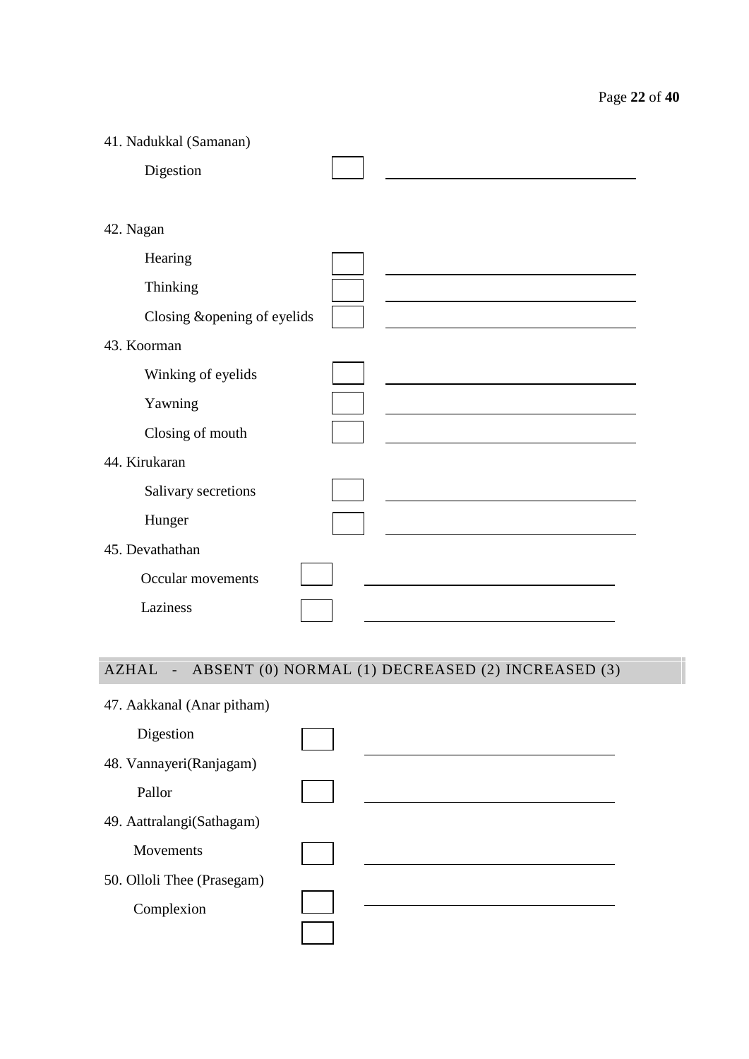41. Nadukkal (Samanan)

   Digestion ☐ ____________________

42. Nagan

   Hearing ☐ ____________________

   Thinking ☐ ____________________

   Closing &opening of eyelids ☐ ____________________

43. Koorman

   Winking of eyelids ☐ ____________________

   Yawning ☐ ____________________

   Closing of mouth ☐ ____________________

44. Kirukaran

   Salivary secretions ☐ ____________________

   Hunger ☐ ____________________

45. Devathathan

   Occular movements ☐ ____________________

   Laziness ☐ ____________________

**AZHAL - ABSENT (0) NORMAL (1) DECREASED (2) INCREASED (3)**

47. Aakkanal (Anar pitham)

   Digestion ☐ ____________________

48. Vannayeri(Ranjagam)

   Pallor ☐ ____________________

49. Aattralangi(Sathagam)

   Movements ☐ ____________________

50. Olloli Thee (Prasegam)

   Complexion ☐ ____________________

   ☐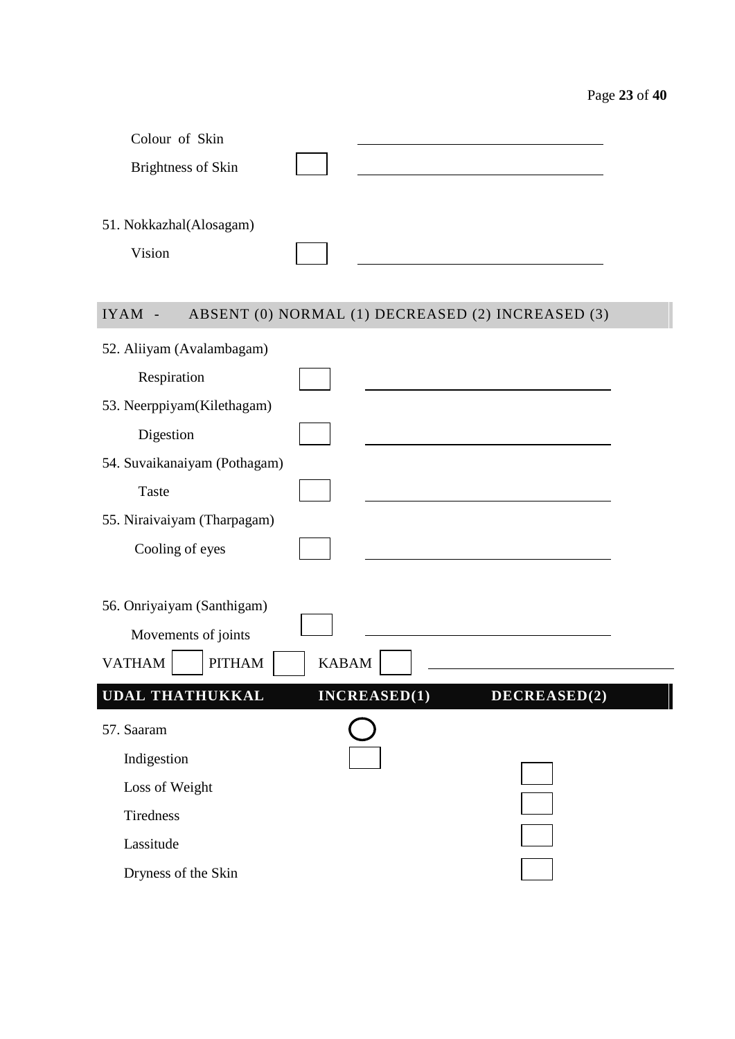Colour of Skin ______________________

Brightness of Skin [ ] ______________________

51. Nokkazhal(Alosagam)

Vision [ ] ______________________

**IYAM - ABSENT (0) NORMAL (1) DECREASED (2) INCREASED (3)**

52. Aliiyam (Avalambagam)

Respiration [ ] ______________________

53. Neerppiyam(Kilethagam)

Digestion [ ] ______________________

54. Suvaikanaiyam (Pothagam)

Taste [ ] ______________________

55. Niraivaiyam (Tharpagam)

Cooling of eyes [ ] ______________________

56. Onriyaiyam (Santhigam)

Movements of joints [ ] ______________________

VATHAM [ ] PITHAM [ ] KABAM [ ] ______________________

| UDAL THATHUKKAL | INCREASED(1) | DECREASED(2) |
|---|---|---|
| 57. Saaram | ◯ | |
| Indigestion | [ ] | |
| Loss of Weight | | [ ] |
| Tiredness | | [ ] |
| Lassitude | | [ ] |
| Dryness of the Skin | | [ ] |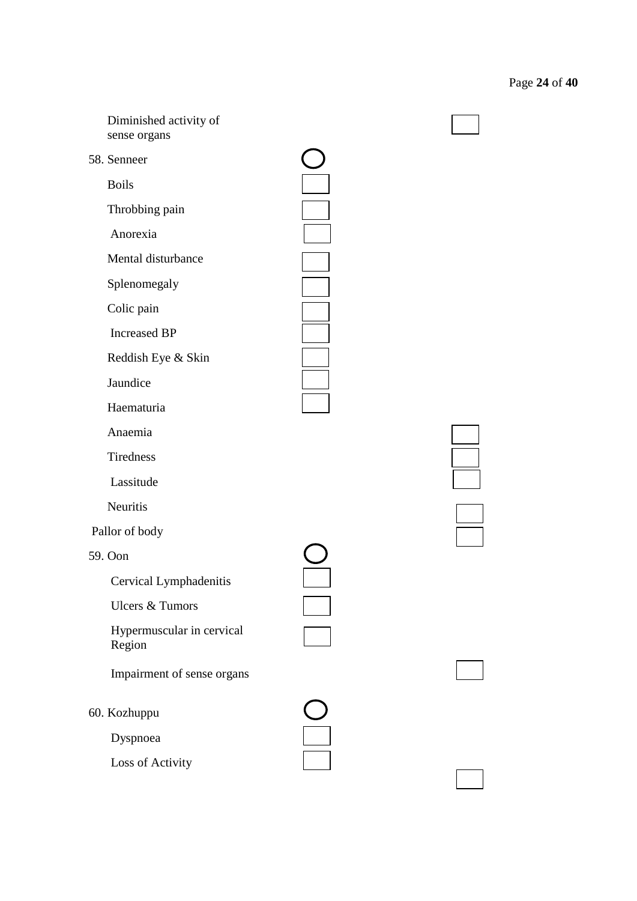Diminished activity of sense organs ☐

58. Senneer ◯

- Boils ☐
- Throbbing pain ☐
- Anorexia ☐
- Mental disturbance ☐
- Splenomegaly ☐
- Colic pain ☐
- Increased BP ☐
- Reddish Eye & Skin ☐
- Jaundice ☐
- Haematuria ☐
- Anaemia ☐
- Tiredness ☐
- Lassitude ☐
- Neuritis ☐
- Pallor of body ☐

59. Oon ◯

- Cervical Lymphadenitis ☐
- Ulcers & Tumors ☐
- Hypermuscular in cervical Region ☐
- Impairment of sense organs ☐

60. Kozhuppu ◯

- Dyspnoea ☐
- Loss of Activity ☐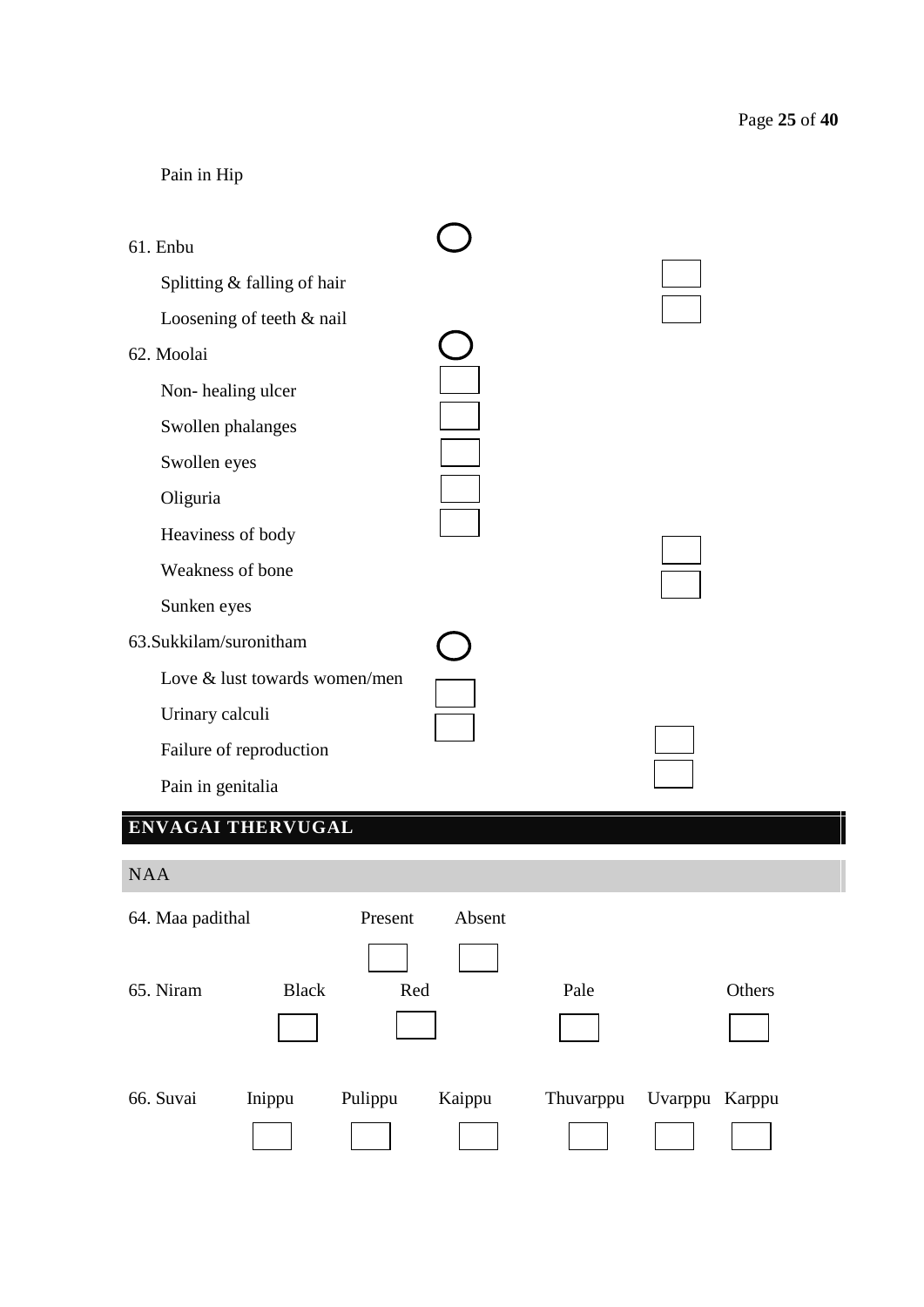Pain in Hip

61. Enbu

- Splitting & falling of hair
- Loosening of teeth & nail

62. Moolai

- Non- healing ulcer
- Swollen phalanges
- Swollen eyes
- Oliguria
- Heaviness of body
- Weakness of bone
- Sunken eyes

63.Sukkilam/suronitham

- Love & lust towards women/men
- Urinary calculi
- Failure of reproduction
- Pain in genitalia

## ENVAGAI THERVUGAL

### NAA

| 64. Maa padithal | Present | Absent |
|---|---|---|
| | | |

| 65. Niram | Black | Red | Pale | Others |
|---|---|---|---|---|
| | | | | |

| 66. Suvai | Inippu | Pulippu | Kaippu | Thuvarppu | Uvarppu | Karppu |
|---|---|---|---|---|---|---|
| | | | | | | |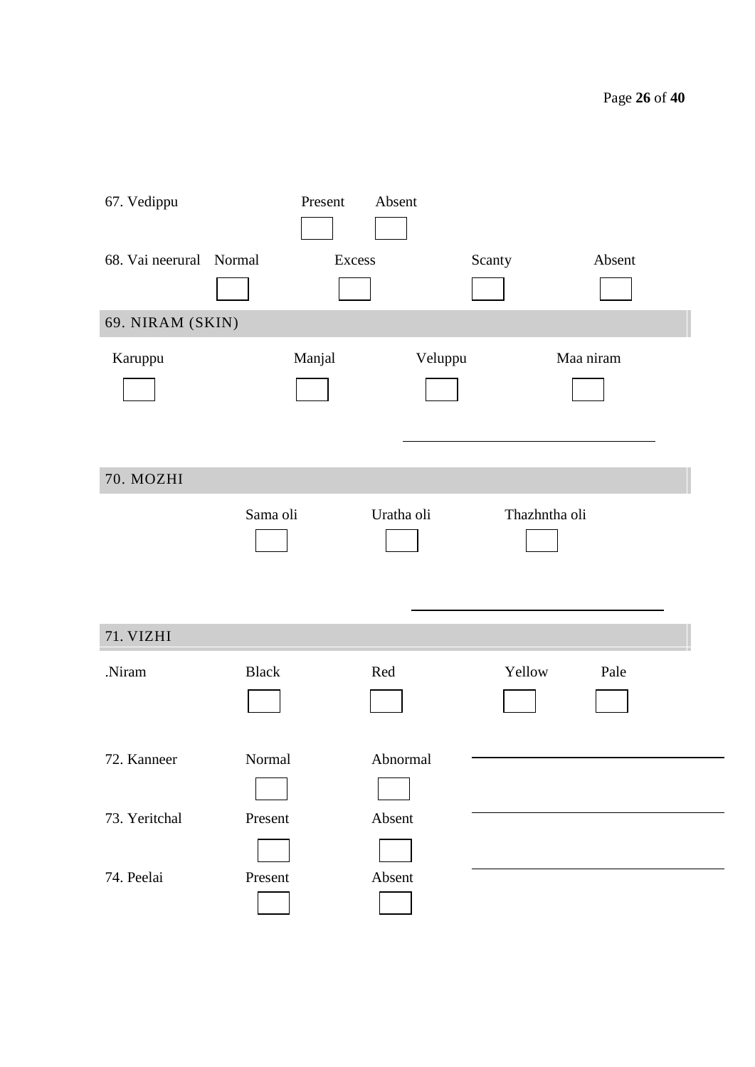67. Vedippu

| Present | Absent |
|---|---|
| ☐ | ☐ |

68. Vai neerural

| Normal | Excess | Scanty | Absent |
|---|---|---|---|
| ☐ | ☐ | ☐ | ☐ |

## 69. NIRAM (SKIN)

| Karuppu | Manjal | Veluppu | Maa niram |
|---|---|---|---|
| ☐ | ☐ | ☐ | ☐ |

______________________________

## 70. MOZHI

| Sama oli | Uratha oli | Thazhntha oli |
|---|---|---|
| ☐ | ☐ | ☐ |

______________________________

## 71. VIZHI

.Niram

| Black | Red | Yellow | Pale |
|---|---|---|---|
| ☐ | ☐ | ☐ | ☐ |

72. Kanneer

| Normal | Abnormal |
|---|---|
| ☐ | ☐ |

______________________________

73. Yeritchal

| Present | Absent |
|---|---|
| ☐ | ☐ |

______________________________

74. Peelai

| Present | Absent |
|---|---|
| ☐ | ☐ |

______________________________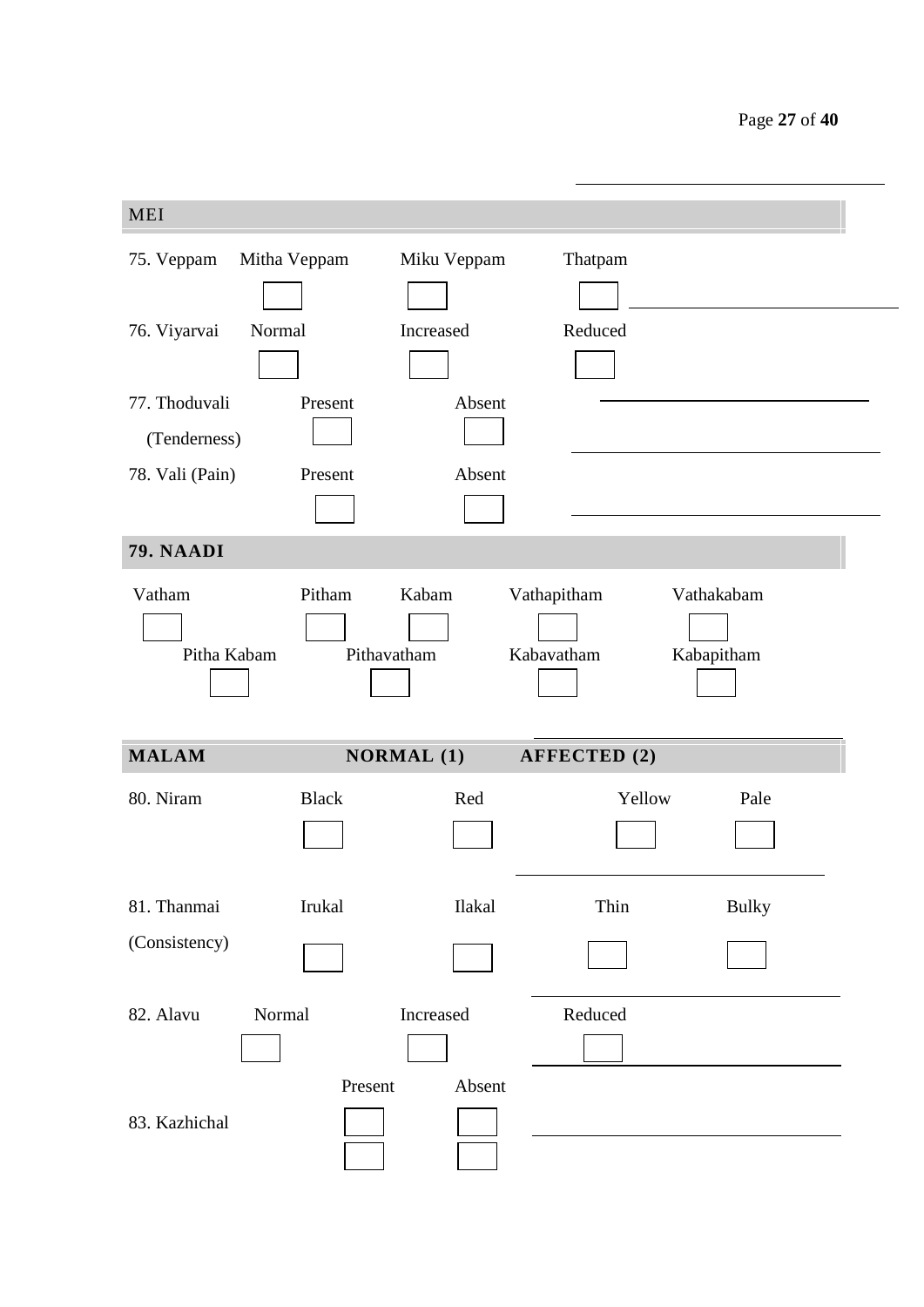## MEI

| 75. Veppam | Mitha Veppam | Miku Veppam | Thatpam |
|---|---|---|---|
| | ☐ | ☐ | ☐ |

| 76. Viyarvai | Normal | Increased | Reduced |
|---|---|---|---|
| | ☐ | ☐ | ☐ |

| 77. Thoduvali (Tenderness) | Present | Absent |
|---|---|---|
| | ☐ | ☐ |

| 78. Vali (Pain) | Present | Absent |
|---|---|---|
| | ☐ | ☐ |

## 79. NAADI

| Vatham | Pitham | Kabam | Vathapitham | Vathakabam |
|---|---|---|---|---|
| ☐ | ☐ | ☐ | ☐ | ☐ |

| Pitha Kabam | Pithavatham | Kabavatham | Kabapitham |
|---|---|---|---|
| ☐ | ☐ | ☐ | ☐ |

## MALAM — NORMAL (1) — AFFECTED (2)

| 80. Niram | Black | Red | Yellow | Pale |
|---|---|---|---|---|
| | ☐ | ☐ | ☐ | ☐ |

| 81. Thanmai (Consistency) | Irukal | Ilakal | Thin | Bulky |
|---|---|---|---|---|
| | ☐ | ☐ | ☐ | ☐ |

| 82. Alavu | Normal | Increased | Reduced |
|---|---|---|---|
| | ☐ | ☐ | ☐ |

| 83. Kazhichal | Present | Absent |
|---|---|---|
| | ☐ | ☐ |
| | ☐ | ☐ |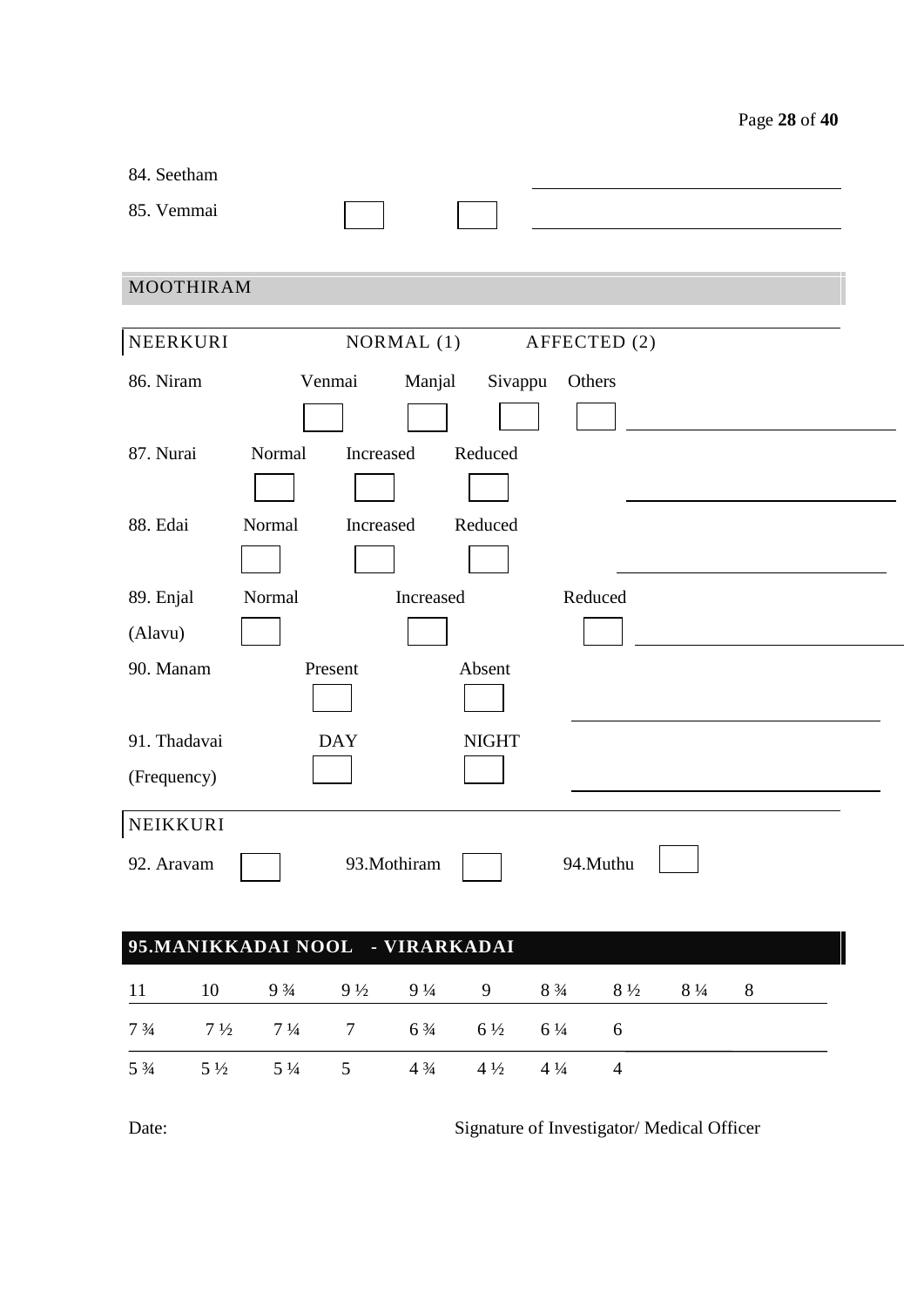84. Seetham

85. Vemmai ☐ ☐ ______________________

## MOOTHIRAM

### NEERKURI — NORMAL (1) — AFFECTED (2)

| | | | | | |
|---|---|---|---|---|---|
| 86. Niram | Venmai ☐ | Manjal ☐ | Sivappu ☐ | Others ☐ | ______________ |
| 87. Nurai | Normal ☐ | Increased ☐ | Reduced ☐ | | ______________ |
| 88. Edai | Normal ☐ | Increased ☐ | Reduced ☐ | | ______________ |
| 89. Enjal (Alavu) | Normal ☐ | Increased ☐ | Reduced ☐ | | ______________ |
| 90. Manam | Present ☐ | Absent ☐ | | | ______________ |
| 91. Thadavai (Frequency) | DAY ☐ | NIGHT ☐ | | | ______________ |

### NEIKKURI

92. Aravam ☐ 93.Mothiram ☐ 94.Muthu ☐

## 95.MANIKKADAI NOOL - VIRARKADAI

| | | | | | | | | | |
|---|---|---|---|---|---|---|---|---|---|
| 11 | 10 | 9 ¾ | 9 ½ | 9 ¼ | 9 | 8 ¾ | 8 ½ | 8 ¼ | 8 |
| 7 ¾ | 7 ½ | 7 ¼ | 7 | 6 ¾ | 6 ½ | 6 ¼ | 6 | | |
| 5 ¾ | 5 ½ | 5 ¼ | 5 | 4 ¾ | 4 ½ | 4 ¼ | 4 | | |

Date: Signature of Investigator/ Medical Officer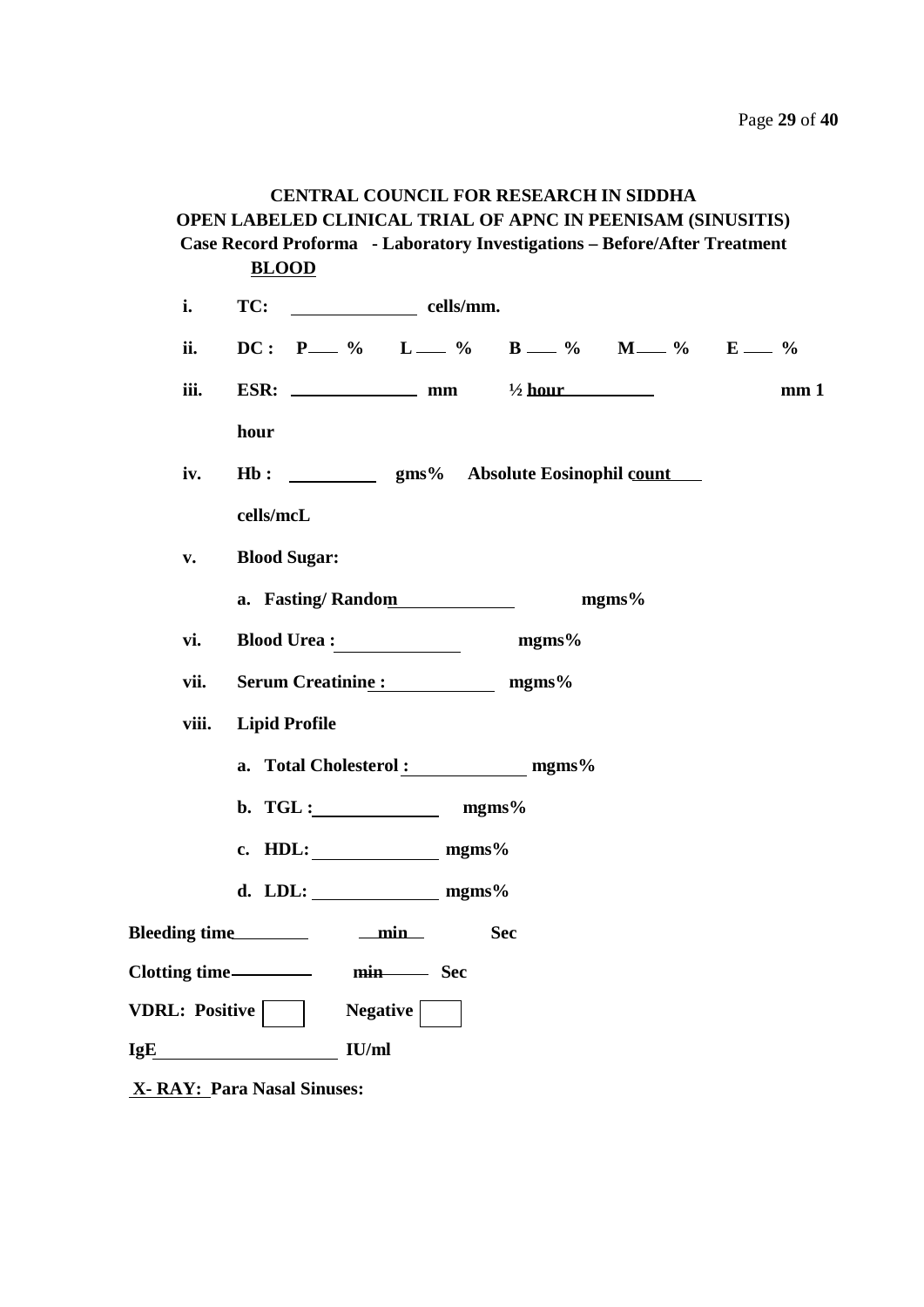**CENTRAL COUNCIL FOR RESEARCH IN SIDDHA**

**OPEN LABELED CLINICAL TRIAL OF APNC IN PEENISAM (SINUSITIS)**

**Case Record Proforma - Laboratory Investigations – Before/After Treatment**

**BLOOD**

i. **TC:** ____________ **cells/mm.**

ii. **DC : P____ % L____ % B____ % M____ % E____ %**

iii. **ESR:** ____________ **mm ½ hour** __________ **mm 1 hour**

iv. **Hb :** __________ **gms% Absolute Eosinophil count** ____ **cells/mcL**

v. **Blood Sugar:**

   a. **Fasting/ Random** ____________ **mgms%**

vi. **Blood Urea :** ____________ **mgms%**

vii. **Serum Creatinine :** ____________ **mgms%**

viii. **Lipid Profile**

   a. **Total Cholesterol :** ____________ **mgms%**

   b. **TGL :** ____________ **mgms%**

   c. **HDL:** ____________ **mgms%**

   d. **LDL:** ____________ **mgms%**

**Bleeding time** ________ **min** **Sec**

**Clotting time** ________ **min** ______ **Sec**

**VDRL: Positive** ☐ **Negative** ☐

**IgE** ________________ **IU/ml**

**X- RAY: Para Nasal Sinuses:**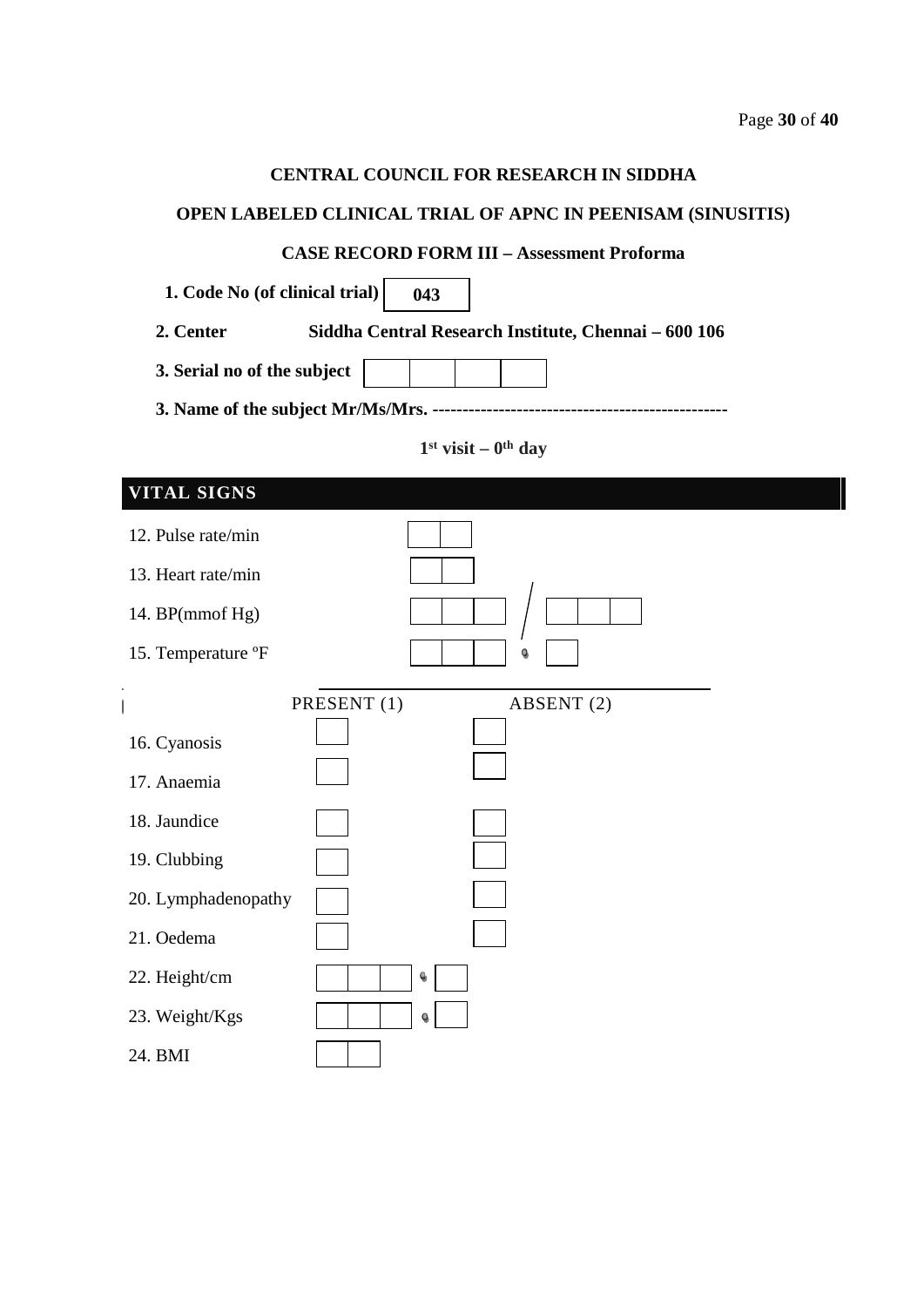**CENTRAL COUNCIL FOR RESEARCH IN SIDDHA**

**OPEN LABELED CLINICAL TRIAL OF APNC IN PEENISAM (SINUSITIS)**

**CASE RECORD FORM III – Assessment Proforma**

**1. Code No (of clinical trial)** **043**

**2. Center** **Siddha Central Research Institute, Chennai – 600 106**

**3. Serial no of the subject** | | | | |

**3. Name of the subject Mr/Ms/Mrs.** -------------------------------------------------

**1st visit – 0th day**

## VITAL SIGNS

12. Pulse rate/min | | |

13. Heart rate/min | | |

14. BP(mmof Hg) | | | | / | | | |

15. Temperature ºF | | | | . | |

| | PRESENT (1) | ABSENT (2) |
|---|---|---|
| 16. Cyanosis | | |
| 17. Anaemia | | |
| 18. Jaundice | | |
| 19. Clubbing | | |
| 20. Lymphadenopathy | | |
| 21. Oedema | | |

22. Height/cm | | | | . | |

23. Weight/Kgs | | | | . | |

24. BMI | | |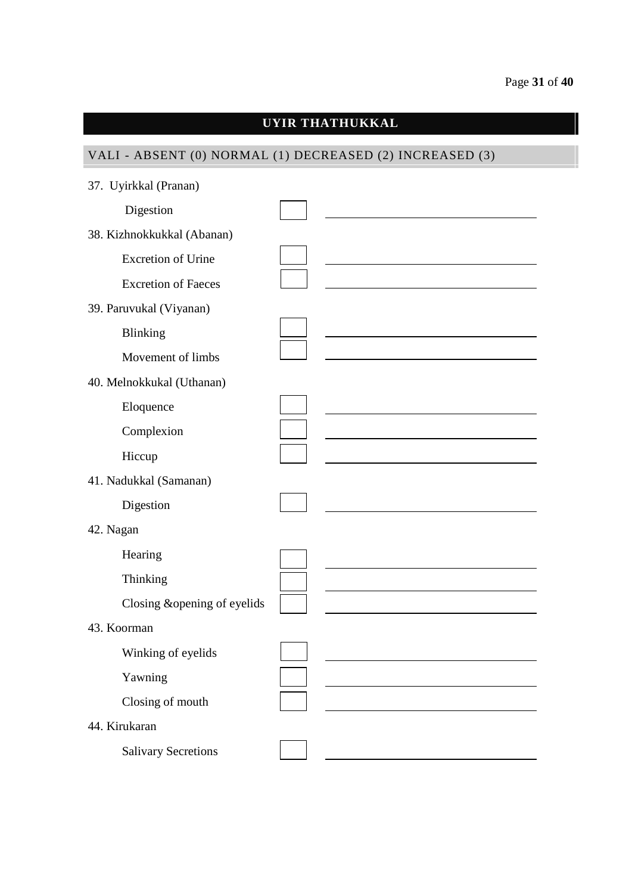## UYIR THATHUKKAL

### VALI - ABSENT (0) NORMAL (1) DECREASED (2) INCREASED (3)

37. Uyirkkal (Pranan)

| | | |
|---|---|---|
| Digestion | [ ] | ________________ |

38. Kizhnokkukkal (Abanan)

| | | |
|---|---|---|
| Excretion of Urine | [ ] | ________________ |
| Excretion of Faeces | [ ] | ________________ |

39. Paruvukal (Viyanan)

| | | |
|---|---|---|
| Blinking | [ ] | ________________ |
| Movement of limbs | [ ] | ________________ |

40. Melnokkukal (Uthanan)

| | | |
|---|---|---|
| Eloquence | [ ] | ________________ |
| Complexion | [ ] | ________________ |
| Hiccup | [ ] | ________________ |

41. Nadukkal (Samanan)

| | | |
|---|---|---|
| Digestion | [ ] | ________________ |

42. Nagan

| | | |
|---|---|---|
| Hearing | [ ] | ________________ |
| Thinking | [ ] | ________________ |
| Closing &opening of eyelids | [ ] | ________________ |

43. Koorman

| | | |
|---|---|---|
| Winking of eyelids | [ ] | ________________ |
| Yawning | [ ] | ________________ |
| Closing of mouth | [ ] | ________________ |

44. Kirukaran

| | | |
|---|---|---|
| Salivary Secretions | [ ] | ________________ |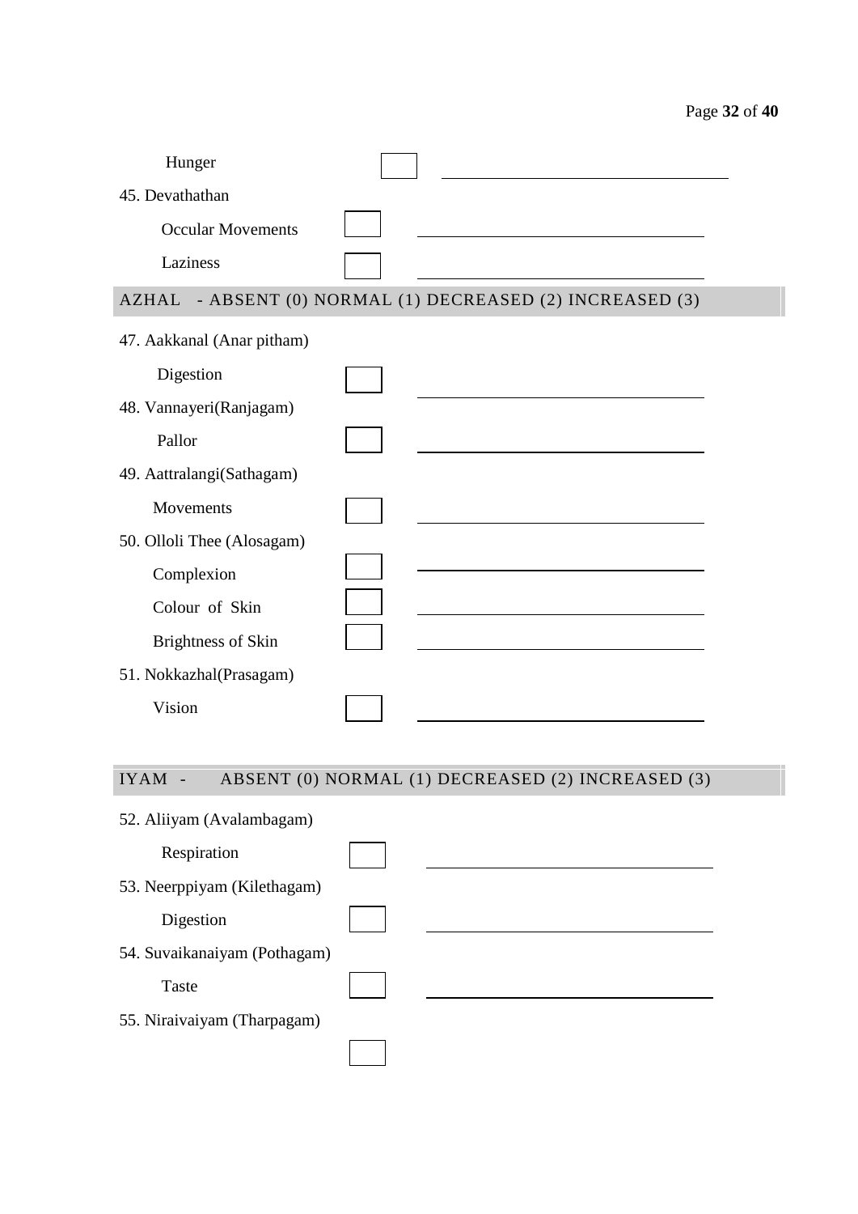Hunger [ ] ____________________

45. Devathathan

Occular Movements [ ] ____________________

Laziness [ ] ____________________

## AZHAL - ABSENT (0) NORMAL (1) DECREASED (2) INCREASED (3)

47. Aakkanal (Anar pitham)

Digestion [ ] ____________________

48. Vannayeri(Ranjagam)

Pallor [ ] ____________________

49. Aattralangi(Sathagam)

Movements [ ] ____________________

50. Olloli Thee (Alosagam)

Complexion [ ] ____________________

Colour of Skin [ ] ____________________

Brightness of Skin [ ] ____________________

51. Nokkazhal(Prasagam)

Vision [ ] ____________________

## IYAM - ABSENT (0) NORMAL (1) DECREASED (2) INCREASED (3)

52. Aliiyam (Avalambagam)

Respiration [ ] ____________________

53. Neerppiyam (Kilethagam)

Digestion [ ] ____________________

54. Suvaikanaiyam (Pothagam)

Taste [ ] ____________________

55. Niraivaiyam (Tharpagam)

[ ]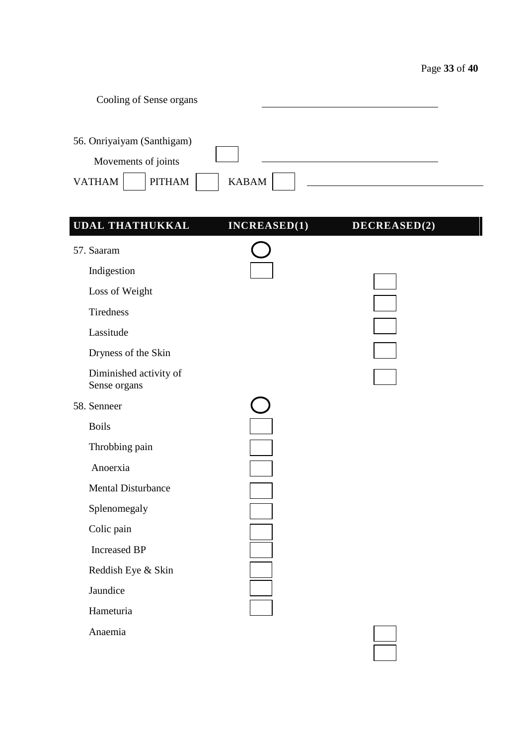Cooling of Sense organs \_\_\_\_\_\_\_\_\_\_\_\_\_\_\_\_\_\_\_\_

56. Onriyaiyam (Santhigam)

Movements of joints ☐ \_\_\_\_\_\_\_\_\_\_\_\_\_\_\_\_\_\_\_\_

VATHAM ☐ PITHAM ☐ KABAM ☐ \_\_\_\_\_\_\_\_\_\_\_\_\_\_\_\_\_\_\_\_

| UDAL THATHUKKAL | INCREASED(1) | DECREASED(2) |
|---|---|---|
| 57. Saaram | ○ | |
| Indigestion | ☐ | ☐ |
| Loss of Weight | | ☐ |
| Tiredness | | ☐ |
| Lassitude | | ☐ |
| Dryness of the Skin | | ☐ |
| Diminished activity of Sense organs | | ☐ |
| 58. Senneer | ○ | |
| Boils | ☐ | |
| Throbbing pain | ☐ | |
| Anoerxia | ☐ | |
| Mental Disturbance | ☐ | |
| Splenomegaly | ☐ | |
| Colic pain | ☐ | |
| Increased BP | ☐ | |
| Reddish Eye & Skin | ☐ | |
| Jaundice | ☐ | |
| Hameturia | ☐ | |
| Anaemia | | ☐ |
| | | ☐ |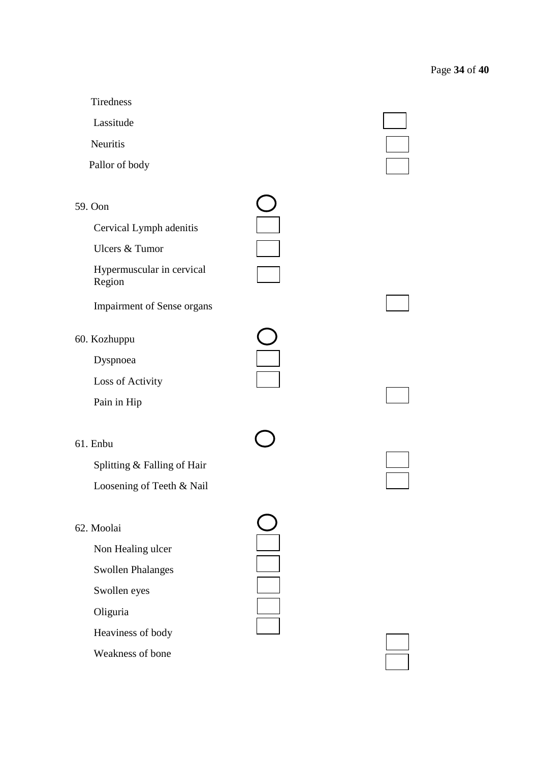Tiredness

Lassitude

Neuritis

Pallor of body

59. Oon

Cervical Lymph adenitis

Ulcers & Tumor

Hypermuscular in cervical Region

Impairment of Sense organs

60. Kozhuppu

Dyspnoea

Loss of Activity

Pain in Hip

61. Enbu

Splitting & Falling of Hair

Loosening of Teeth & Nail

62. Moolai

Non Healing ulcer

Swollen Phalanges

Swollen eyes

Oliguria

Heaviness of body

Weakness of bone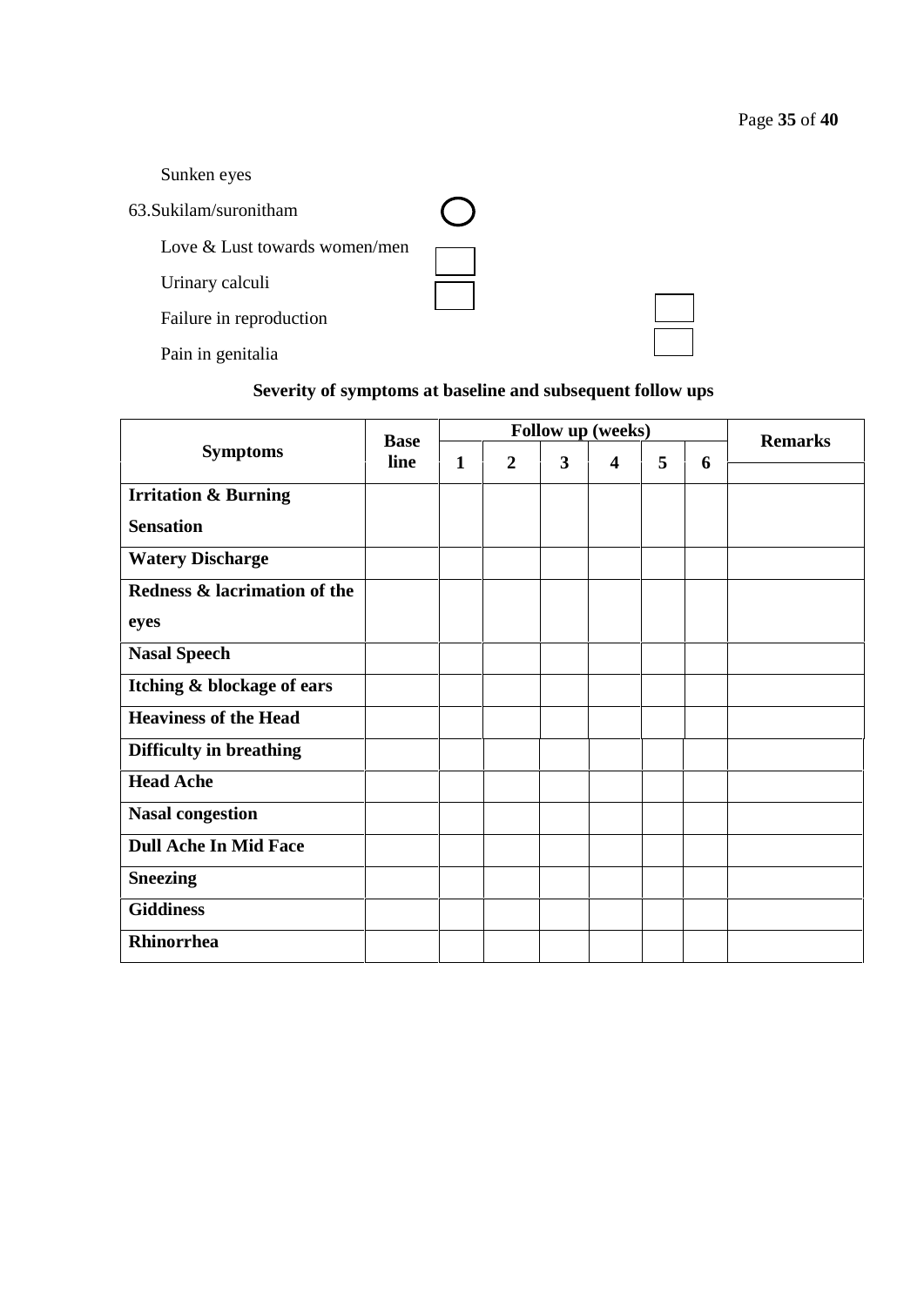Sunken eyes

63.Sukilam/suronitham

Love & Lust towards women/men

Urinary calculi

Failure in reproduction

Pain in genitalia

**Severity of symptoms at baseline and subsequent follow ups**

| Symptoms | Base line | Follow up (weeks) | | | | | | Remarks |
|---|---|---|---|---|---|---|---|---|
| | | 1 | 2 | 3 | 4 | 5 | 6 | |
| **Irritation & Burning Sensation** | | | | | | | | |
| **Watery Discharge** | | | | | | | | |
| **Redness & lacrimation of the eyes** | | | | | | | | |
| **Nasal Speech** | | | | | | | | |
| **Itching & blockage of ears** | | | | | | | | |
| **Heaviness of the Head** | | | | | | | | |
| **Difficulty in breathing** | | | | | | | | |
| **Head Ache** | | | | | | | | |
| **Nasal congestion** | | | | | | | | |
| **Dull Ache In Mid Face** | | | | | | | | |
| **Sneezing** | | | | | | | | |
| **Giddiness** | | | | | | | | |
| **Rhinorrhea** | | | | | | | | |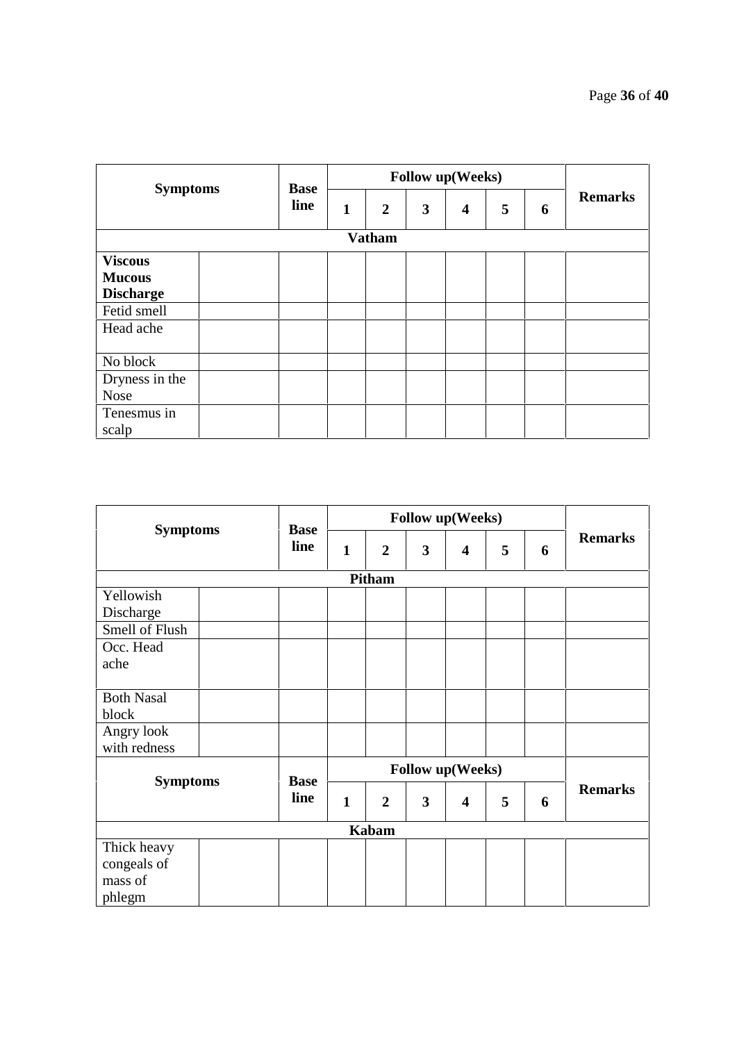| Symptoms | | Base line | Follow up(Weeks) | | | | | | Remarks |
|---|---|---|---|---|---|---|---|---|---|
| | | | 1 | 2 | 3 | 4 | 5 | 6 | |
| **Vatham** | | | | | | | | | |
| **Viscous Mucous Discharge** | | | | | | | | | |
| Fetid smell | | | | | | | | | |
| Head ache | | | | | | | | | |
| No block | | | | | | | | | |
| Dryness in the Nose | | | | | | | | | |
| Tenesmus in scalp | | | | | | | | | |

| Symptoms | | Base line | Follow up(Weeks) | | | | | | Remarks |
|---|---|---|---|---|---|---|---|---|---|
| | | | 1 | 2 | 3 | 4 | 5 | 6 | |
| **Pitham** | | | | | | | | | |
| Yellowish Discharge | | | | | | | | | |
| Smell of Flush | | | | | | | | | |
| Occ. Head ache | | | | | | | | | |
| Both Nasal block | | | | | | | | | |
| Angry look with redness | | | | | | | | | |

| Symptoms | | Base line | Follow up(Weeks) | | | | | | Remarks |
|---|---|---|---|---|---|---|---|---|---|
| | | | 1 | 2 | 3 | 4 | 5 | 6 | |
| **Kabam** | | | | | | | | | |
| Thick heavy congeals of mass of phlegm | | | | | | | | | |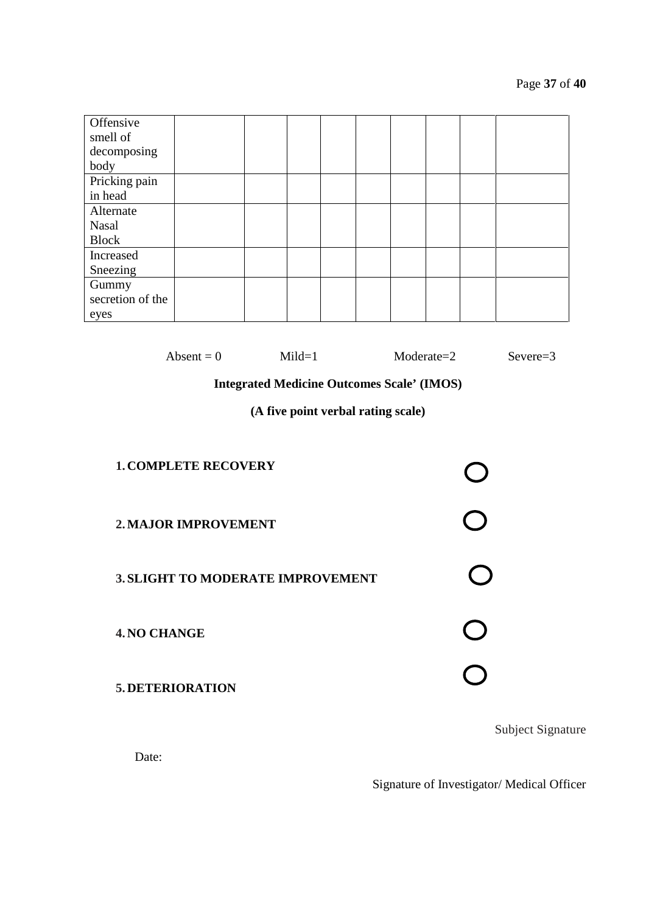| Offensive smell of decomposing body | | | | | | | | |
|---|---|---|---|---|---|---|---|---|
| Pricking pain in head | | | | | | | | |
| Alternate Nasal Block | | | | | | | | |
| Increased Sneezing | | | | | | | | |
| Gummy secretion of the eyes | | | | | | | | |

Absent = 0 Mild=1 Moderate=2 Severe=3

**Integrated Medicine Outcomes Scale' (IMOS)**

**(A five point verbal rating scale)**

1. **COMPLETE RECOVERY** ○
2. **MAJOR IMPROVEMENT** ○
3. **SLIGHT TO MODERATE IMPROVEMENT** ○
4. **NO CHANGE** ○
5. **DETERIORATION** ○

Subject Signature

Date:

Signature of Investigator/ Medical Officer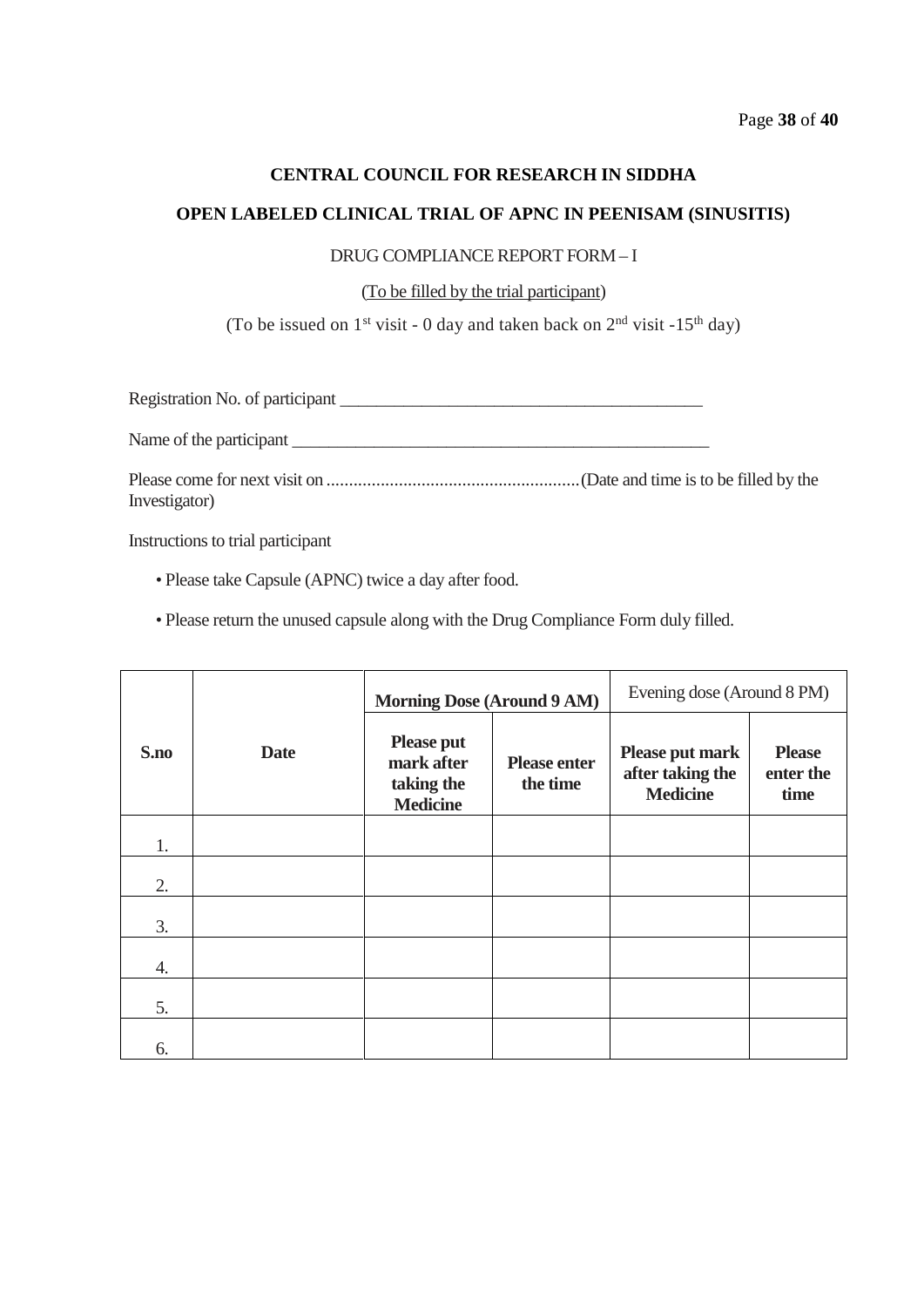**CENTRAL COUNCIL FOR RESEARCH IN SIDDHA**

**OPEN LABELED CLINICAL TRIAL OF APNC IN PEENISAM (SINUSITIS)**

DRUG COMPLIANCE REPORT FORM – I

(To be filled by the trial participant)

(To be issued on 1st visit - 0 day and taken back on 2nd visit -15th day)

Registration No. of participant ___________________________________________

Name of the participant __________________________________________________

Please come for next visit on ........................................................(Date and time is to be filled by the Investigator)

Instructions to trial participant

- Please take Capsule (APNC) twice a day after food.
- Please return the unused capsule along with the Drug Compliance Form duly filled.

| S.no | Date | Morning Dose (Around 9 AM) | | Evening dose (Around 8 PM) | |
|---|---|---|---|---|---|
| | | **Please put mark after taking the Medicine** | **Please enter the time** | **Please put mark after taking the Medicine** | **Please enter the time** |
| 1. | | | | | |
| 2. | | | | | |
| 3. | | | | | |
| 4. | | | | | |
| 5. | | | | | |
| 6. | | | | | |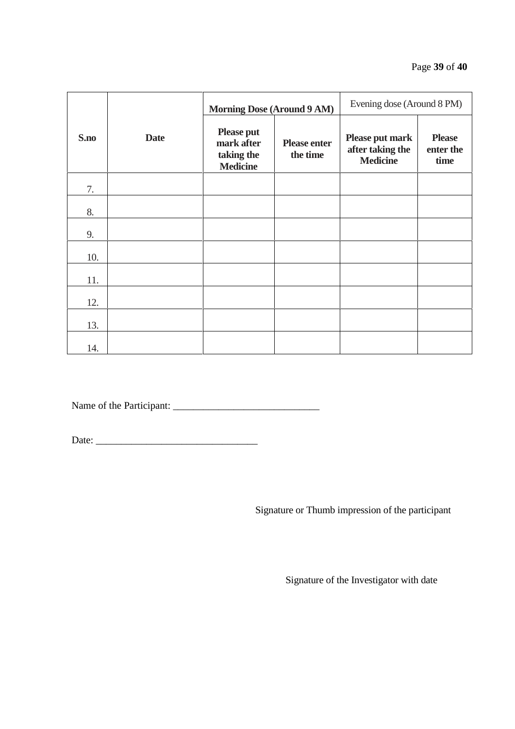| S.no | Date | Morning Dose (Around 9 AM) | | Evening dose (Around 8 PM) | |
|---|---|---|---|---|---|
| | | **Please put mark after taking the Medicine** | **Please enter the time** | **Please put mark after taking the Medicine** | **Please enter the time** |
| 7. | | | | | |
| 8. | | | | | |
| 9. | | | | | |
| 10. | | | | | |
| 11. | | | | | |
| 12. | | | | | |
| 13. | | | | | |
| 14. | | | | | |

Name of the Participant: _____________________________

Date: ________________________________

Signature or Thumb impression of the participant

Signature of the Investigator with date